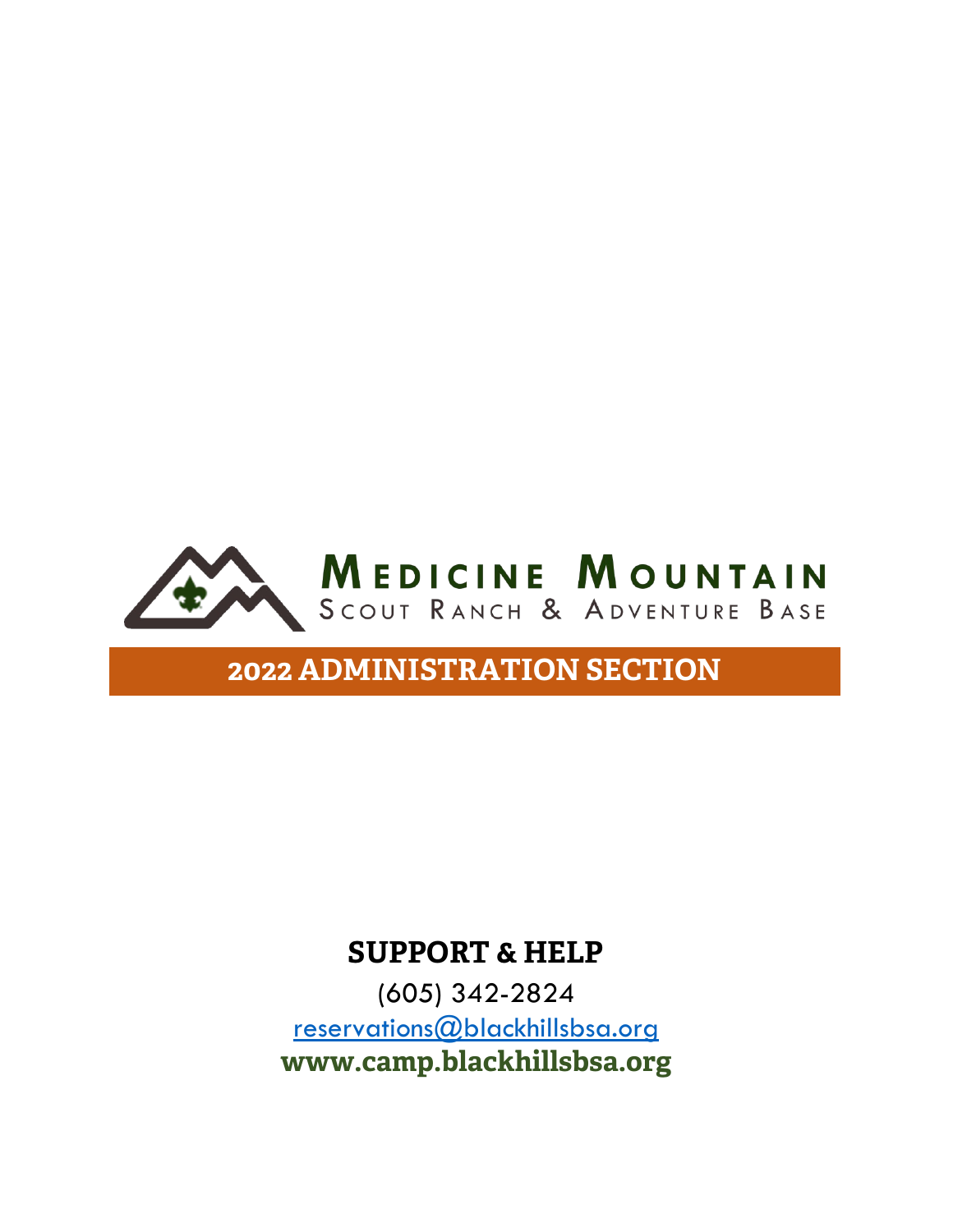# MEDICINE MOUNTAIN

SCOUT RANCH & ADVENTURE BASE

## 2022 ADMINISTRATION SECTION

## SUPPORT & HELP

(605) 342-2824

reservations@blackhillsbsa.org

**www.camp.blackhillsbsa.org**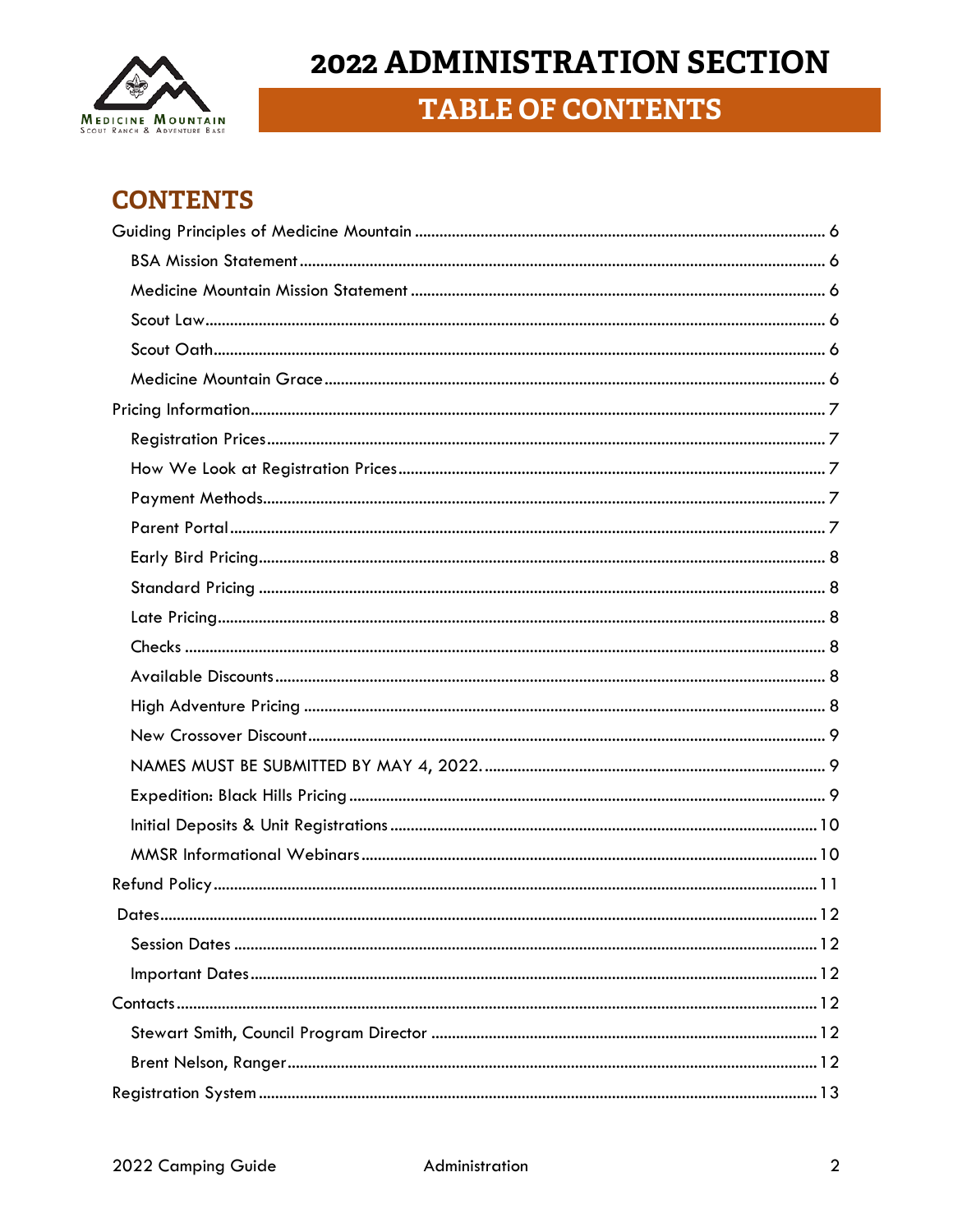# 2022 ADMINISTRATION SECTION

## TABLE OF CONTENTS

## CONTENTS

Guiding Principles of Medicine Mountain ........ 6
- BSA Mission Statement ........ 6
- Medicine Mountain Mission Statement ........ 6
- Scout Law ........ 6
- Scout Oath ........ 6
- Medicine Mountain Grace ........ 6

Pricing Information ........ 7
- Registration Prices ........ 7
- How We Look at Registration Prices ........ 7
- Payment Methods ........ 7
- Parent Portal ........ 7
- Early Bird Pricing ........ 8
- Standard Pricing ........ 8
- Late Pricing ........ 8
- Checks ........ 8
- Available Discounts ........ 8
- High Adventure Pricing ........ 8
- New Crossover Discount ........ 9
- NAMES MUST BE SUBMITTED BY MAY 4, 2022. ........ 9
- Expedition: Black Hills Pricing ........ 9
- Initial Deposits & Unit Registrations ........ 10
- MMSR Informational Webinars ........ 10

Refund Policy ........ 11

Dates ........ 12
- Session Dates ........ 12
- Important Dates ........ 12

Contacts ........ 12
- Stewart Smith, Council Program Director ........ 12
- Brent Nelson, Ranger ........ 12

Registration System ........ 13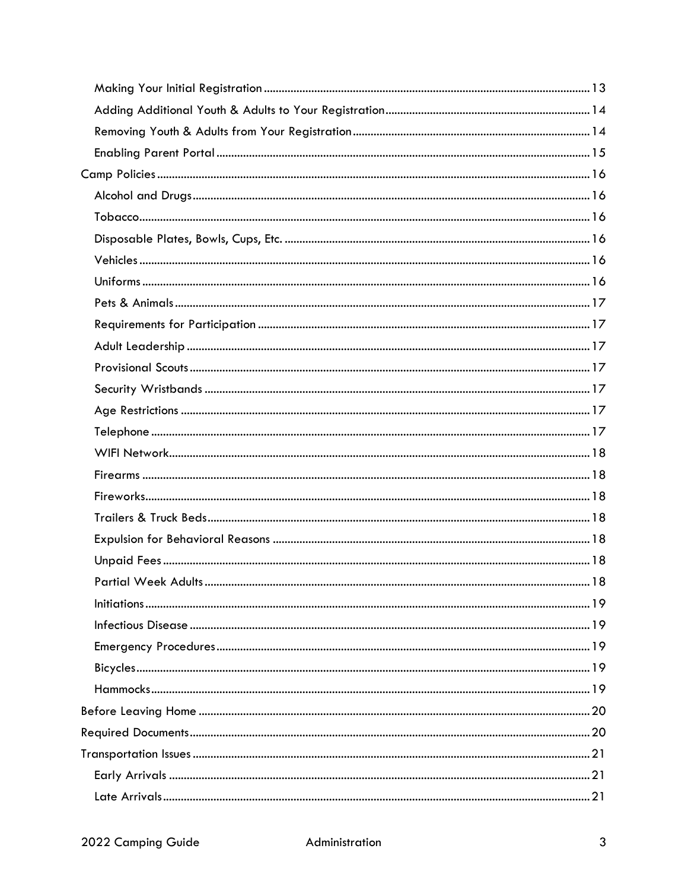- Making Your Initial Registration .......... 13
- Adding Additional Youth & Adults to Your Registration .......... 14
- Removing Youth & Adults from Your Registration .......... 14
- Enabling Parent Portal .......... 15

Camp Policies .......... 16

- Alcohol and Drugs .......... 16
- Tobacco .......... 16
- Disposable Plates, Bowls, Cups, Etc. .......... 16
- Vehicles .......... 16
- Uniforms .......... 16
- Pets & Animals .......... 17
- Requirements for Participation .......... 17
- Adult Leadership .......... 17
- Provisional Scouts .......... 17
- Security Wristbands .......... 17
- Age Restrictions .......... 17
- Telephone .......... 17
- WIFI Network .......... 18
- Firearms .......... 18
- Fireworks .......... 18
- Trailers & Truck Beds .......... 18
- Expulsion for Behavioral Reasons .......... 18
- Unpaid Fees .......... 18
- Partial Week Adults .......... 18
- Initiations .......... 19
- Infectious Disease .......... 19
- Emergency Procedures .......... 19
- Bicycles .......... 19
- Hammocks .......... 19

Before Leaving Home .......... 20

Required Documents .......... 20

Transportation Issues .......... 21

- Early Arrivals .......... 21
- Late Arrivals .......... 21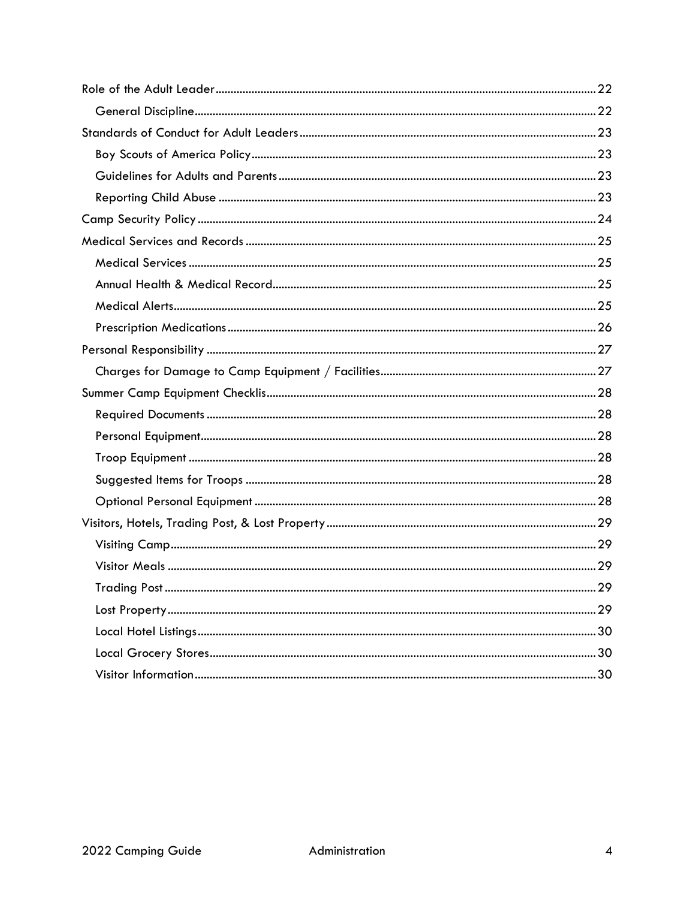Role of the Adult Leader ..... 22
  General Discipline ..... 22
Standards of Conduct for Adult Leaders ..... 23
  Boy Scouts of America Policy ..... 23
  Guidelines for Adults and Parents ..... 23
  Reporting Child Abuse ..... 23
Camp Security Policy ..... 24
Medical Services and Records ..... 25
  Medical Services ..... 25
  Annual Health & Medical Record ..... 25
  Medical Alerts ..... 25
  Prescription Medications ..... 26
Personal Responsibility ..... 27
  Charges for Damage to Camp Equipment / Facilities ..... 27
Summer Camp Equipment Checklis ..... 28
  Required Documents ..... 28
  Personal Equipment ..... 28
  Troop Equipment ..... 28
  Suggested Items for Troops ..... 28
  Optional Personal Equipment ..... 28
Visitors, Hotels, Trading Post, & Lost Property ..... 29
  Visiting Camp ..... 29
  Visitor Meals ..... 29
  Trading Post ..... 29
  Lost Property ..... 29
  Local Hotel Listings ..... 30
  Local Grocery Stores ..... 30
  Visitor Information ..... 30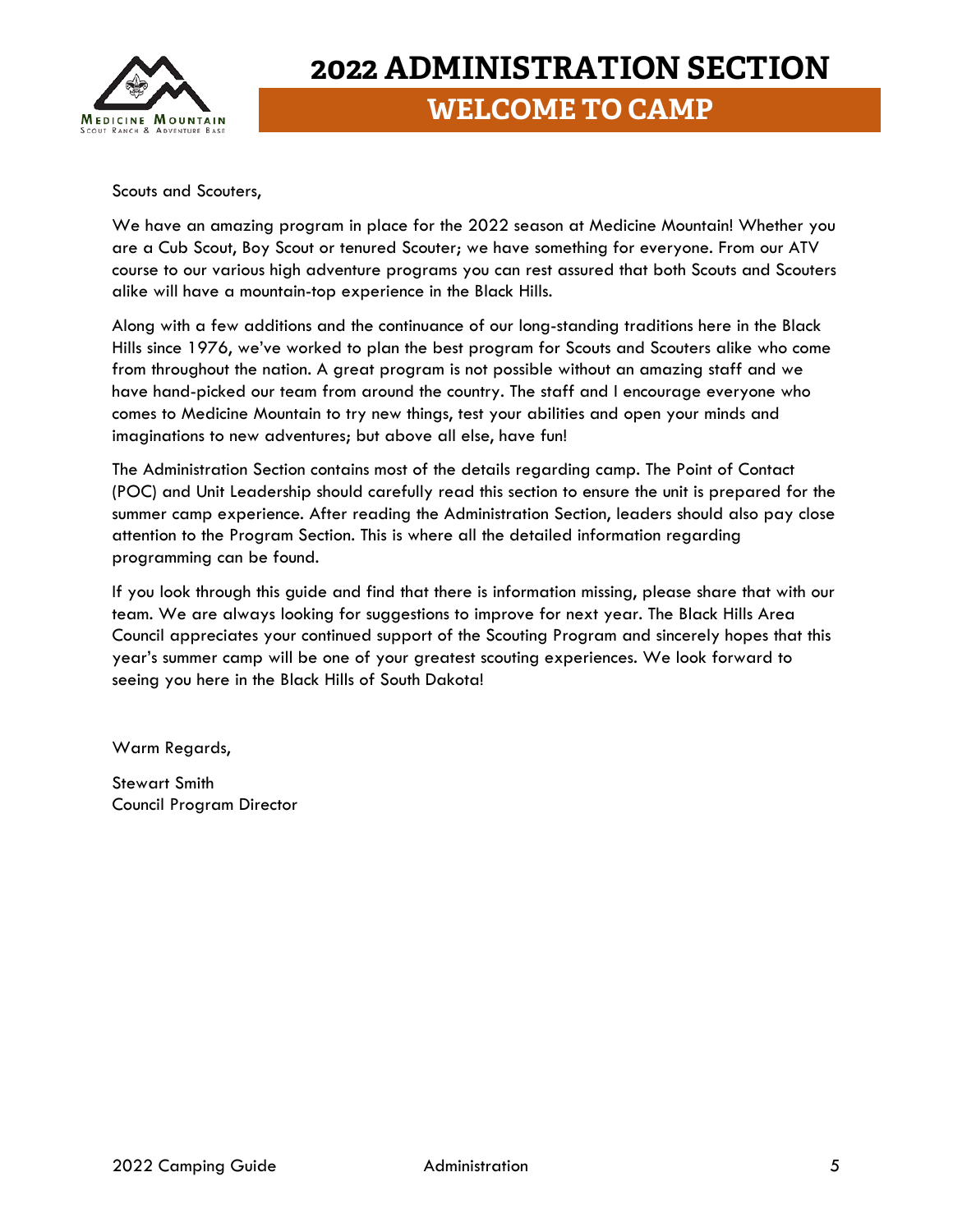# 2022 ADMINISTRATION SECTION

## WELCOME TO CAMP

Scouts and Scouters,

We have an amazing program in place for the 2022 season at Medicine Mountain! Whether you are a Cub Scout, Boy Scout or tenured Scouter; we have something for everyone. From our ATV course to our various high adventure programs you can rest assured that both Scouts and Scouters alike will have a mountain-top experience in the Black Hills.

Along with a few additions and the continuance of our long-standing traditions here in the Black Hills since 1976, we've worked to plan the best program for Scouts and Scouters alike who come from throughout the nation. A great program is not possible without an amazing staff and we have hand-picked our team from around the country. The staff and I encourage everyone who comes to Medicine Mountain to try new things, test your abilities and open your minds and imaginations to new adventures; but above all else, have fun!

The Administration Section contains most of the details regarding camp. The Point of Contact (POC) and Unit Leadership should carefully read this section to ensure the unit is prepared for the summer camp experience. After reading the Administration Section, leaders should also pay close attention to the Program Section. This is where all the detailed information regarding programming can be found.

If you look through this guide and find that there is information missing, please share that with our team. We are always looking for suggestions to improve for next year. The Black Hills Area Council appreciates your continued support of the Scouting Program and sincerely hopes that this year's summer camp will be one of your greatest scouting experiences. We look forward to seeing you here in the Black Hills of South Dakota!

Warm Regards,

Stewart Smith
Council Program Director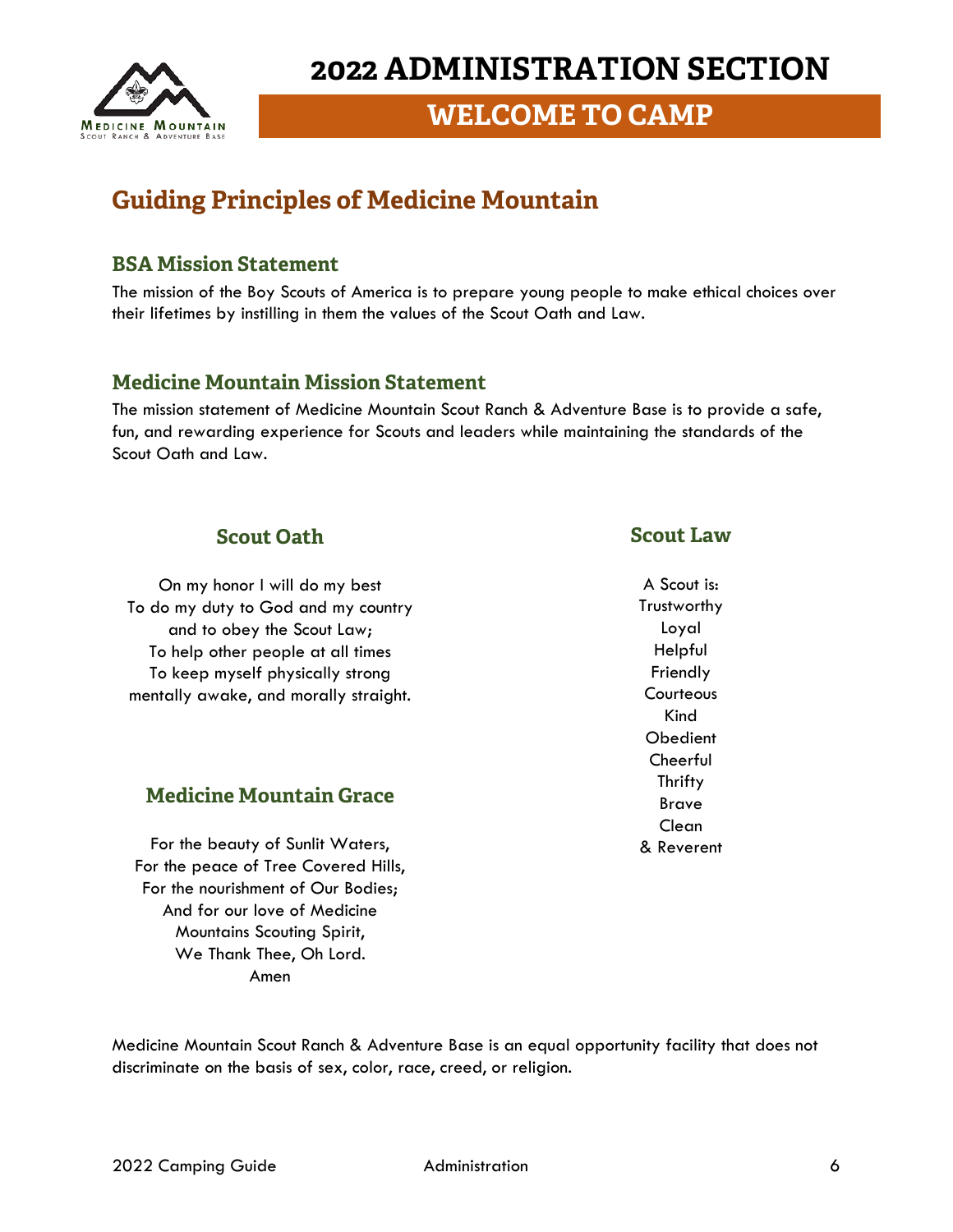# 2022 ADMINISTRATION SECTION

## WELCOME TO CAMP

## Guiding Principles of Medicine Mountain

### BSA Mission Statement

The mission of the Boy Scouts of America is to prepare young people to make ethical choices over their lifetimes by instilling in them the values of the Scout Oath and Law.

### Medicine Mountain Mission Statement

The mission statement of Medicine Mountain Scout Ranch & Adventure Base is to provide a safe, fun, and rewarding experience for Scouts and leaders while maintaining the standards of the Scout Oath and Law.

### Scout Oath

On my honor I will do my best
To do my duty to God and my country
and to obey the Scout Law;
To help other people at all times
To keep myself physically strong
mentally awake, and morally straight.

### Medicine Mountain Grace

For the beauty of Sunlit Waters,
For the peace of Tree Covered Hills,
For the nourishment of Our Bodies;
And for our love of Medicine
Mountains Scouting Spirit,
We Thank Thee, Oh Lord.
Amen

### Scout Law

A Scout is:
Trustworthy
Loyal
Helpful
Friendly
Courteous
Kind
Obedient
Cheerful
Thrifty
Brave
Clean
& Reverent

Medicine Mountain Scout Ranch & Adventure Base is an equal opportunity facility that does not discriminate on the basis of sex, color, race, creed, or religion.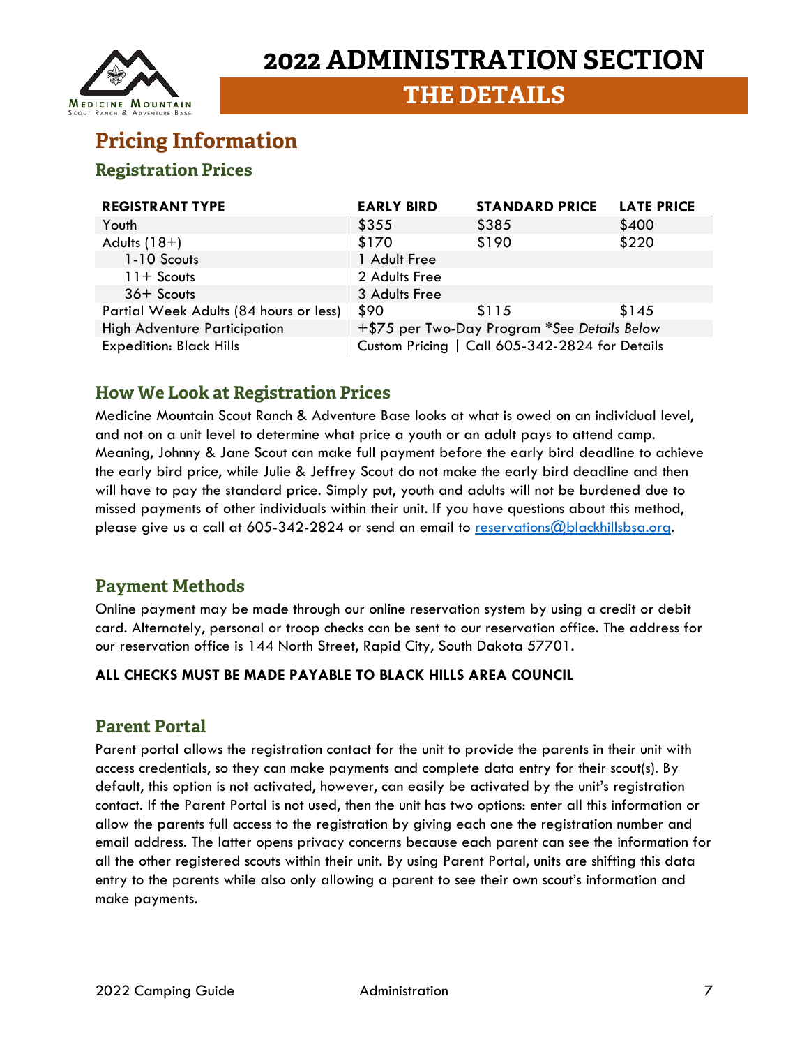# 2022 ADMINISTRATION SECTION

## THE DETAILS

## Pricing Information

### Registration Prices

| REGISTRANT TYPE | EARLY BIRD | STANDARD PRICE | LATE PRICE |
|---|---|---|---|
| Youth | $355 | $385 | $400 |
| Adults (18+) | $170 | $190 | $220 |
| 1-10 Scouts | 1 Adult Free | | |
| 11+ Scouts | 2 Adults Free | | |
| 36+ Scouts | 3 Adults Free | | |
| Partial Week Adults (84 hours or less) | $90 | $115 | $145 |
| High Adventure Participation | +$75 per Two-Day Program **See Details Below* | | |
| Expedition: Black Hills | Custom Pricing \| Call 605-342-2824 for Details | | |

### How We Look at Registration Prices

Medicine Mountain Scout Ranch & Adventure Base looks at what is owed on an individual level, and not on a unit level to determine what price a youth or an adult pays to attend camp. Meaning, Johnny & Jane Scout can make full payment before the early bird deadline to achieve the early bird price, while Julie & Jeffrey Scout do not make the early bird deadline and then will have to pay the standard price. Simply put, youth and adults will not be burdened due to missed payments of other individuals within their unit. If you have questions about this method, please give us a call at 605-342-2824 or send an email to reservations@blackhillsbsa.org.

### Payment Methods

Online payment may be made through our online reservation system by using a credit or debit card. Alternately, personal or troop checks can be sent to our reservation office. The address for our reservation office is 144 North Street, Rapid City, South Dakota 57701.

**ALL CHECKS MUST BE MADE PAYABLE TO BLACK HILLS AREA COUNCIL**

### Parent Portal

Parent portal allows the registration contact for the unit to provide the parents in their unit with access credentials, so they can make payments and complete data entry for their scout(s). By default, this option is not activated, however, can easily be activated by the unit's registration contact. If the Parent Portal is not used, then the unit has two options: enter all this information or allow the parents full access to the registration by giving each one the registration number and email address. The latter opens privacy concerns because each parent can see the information for all the other registered scouts within their unit. By using Parent Portal, units are shifting this data entry to the parents while also only allowing a parent to see their own scout's information and make payments.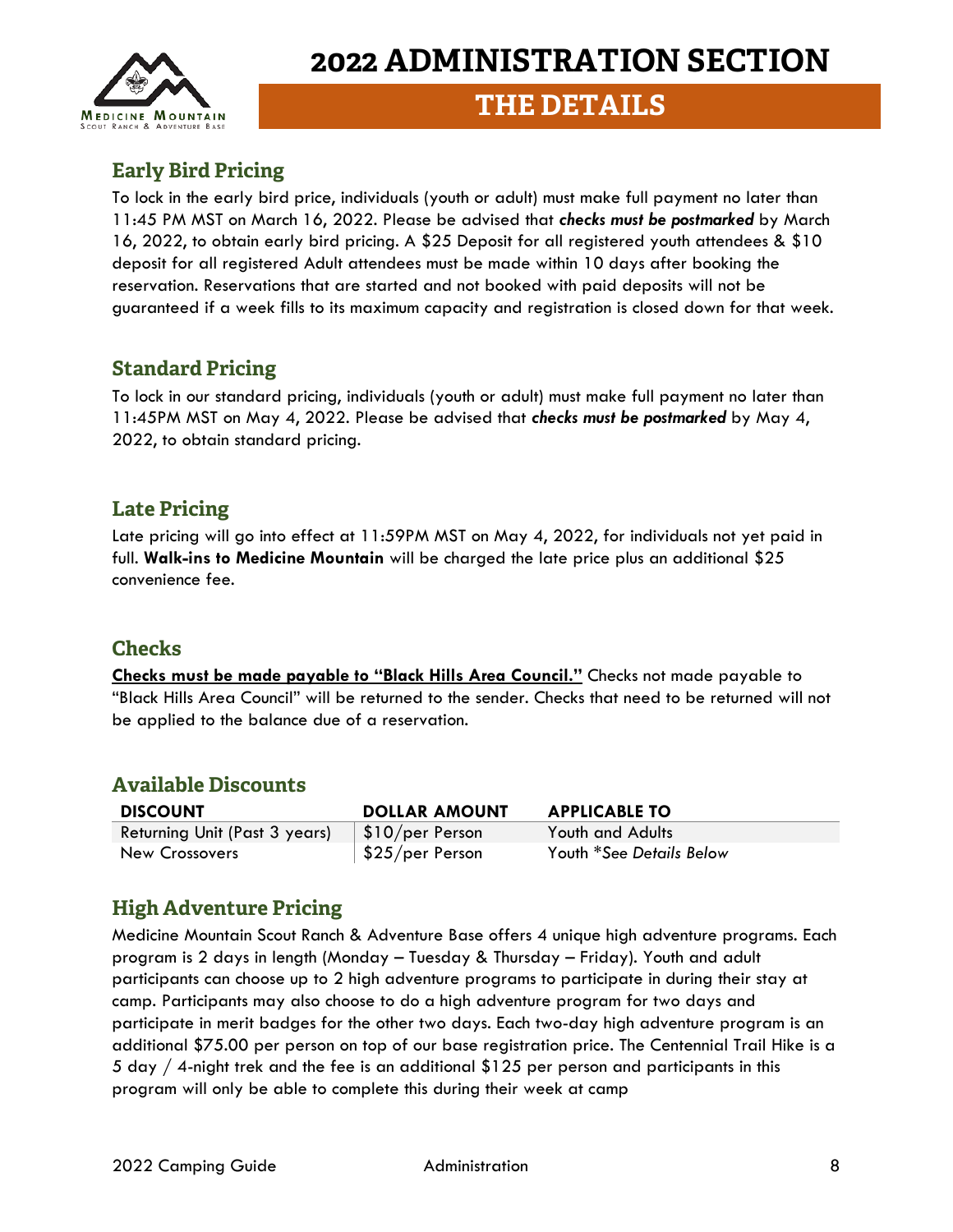# 2022 ADMINISTRATION SECTION

## THE DETAILS

### Early Bird Pricing

To lock in the early bird price, individuals (youth or adult) must make full payment no later than 11:45 PM MST on March 16, 2022. Please be advised that ***checks must be postmarked*** by March 16, 2022, to obtain early bird pricing. A $25 Deposit for all registered youth attendees & $10 deposit for all registered Adult attendees must be made within 10 days after booking the reservation. Reservations that are started and not booked with paid deposits will not be guaranteed if a week fills to its maximum capacity and registration is closed down for that week.

### Standard Pricing

To lock in our standard pricing, individuals (youth or adult) must make full payment no later than 11:45PM MST on May 4, 2022. Please be advised that ***checks must be postmarked*** by May 4, 2022, to obtain standard pricing.

### Late Pricing

Late pricing will go into effect at 11:59PM MST on May 4, 2022, for individuals not yet paid in full. **Walk-ins to Medicine Mountain** will be charged the late price plus an additional $25 convenience fee.

### Checks

**Checks must be made payable to "Black Hills Area Council."** Checks not made payable to "Black Hills Area Council" will be returned to the sender. Checks that need to be returned will not be applied to the balance due of a reservation.

### Available Discounts

| DISCOUNT | DOLLAR AMOUNT | APPLICABLE TO |
| --- | --- | --- |
| Returning Unit (Past 3 years) | $10/per Person | Youth and Adults |
| New Crossovers | $25/per Person | Youth **See Details Below* |

### High Adventure Pricing

Medicine Mountain Scout Ranch & Adventure Base offers 4 unique high adventure programs. Each program is 2 days in length (Monday – Tuesday & Thursday – Friday). Youth and adult participants can choose up to 2 high adventure programs to participate in during their stay at camp. Participants may also choose to do a high adventure program for two days and participate in merit badges for the other two days. Each two-day high adventure program is an additional $75.00 per person on top of our base registration price. The Centennial Trail Hike is a 5 day / 4-night trek and the fee is an additional $125 per person and participants in this program will only be able to complete this during their week at camp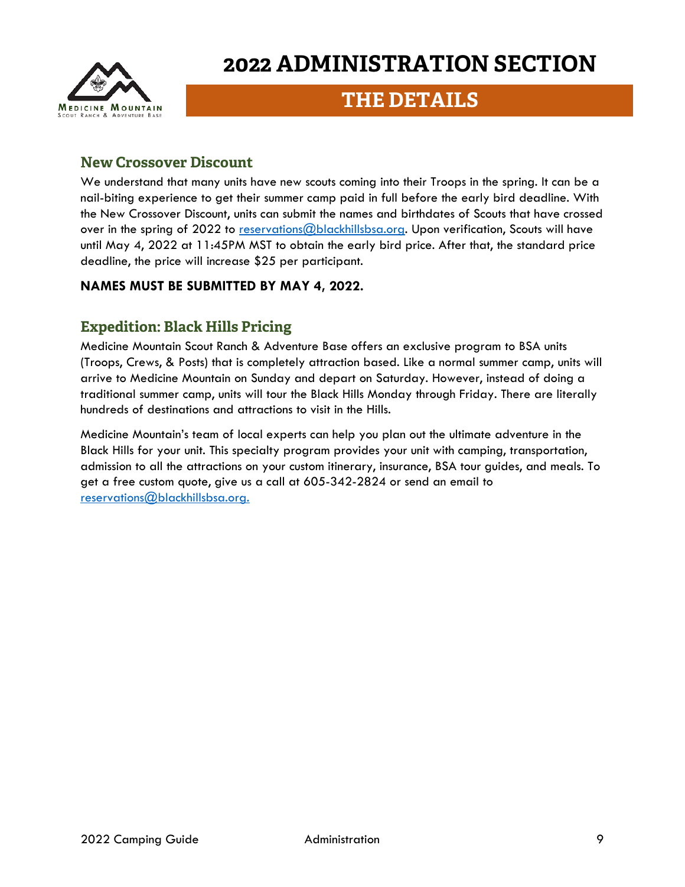# 2022 ADMINISTRATION SECTION

## THE DETAILS

### New Crossover Discount

We understand that many units have new scouts coming into their Troops in the spring. It can be a nail-biting experience to get their summer camp paid in full before the early bird deadline. With the New Crossover Discount, units can submit the names and birthdates of Scouts that have crossed over in the spring of 2022 to reservations@blackhillsbsa.org. Upon verification, Scouts will have until May 4, 2022 at 11:45PM MST to obtain the early bird price. After that, the standard price deadline, the price will increase $25 per participant.

**NAMES MUST BE SUBMITTED BY MAY 4, 2022.**

### Expedition: Black Hills Pricing

Medicine Mountain Scout Ranch & Adventure Base offers an exclusive program to BSA units (Troops, Crews, & Posts) that is completely attraction based. Like a normal summer camp, units will arrive to Medicine Mountain on Sunday and depart on Saturday. However, instead of doing a traditional summer camp, units will tour the Black Hills Monday through Friday. There are literally hundreds of destinations and attractions to visit in the Hills.

Medicine Mountain's team of local experts can help you plan out the ultimate adventure in the Black Hills for your unit. This specialty program provides your unit with camping, transportation, admission to all the attractions on your custom itinerary, insurance, BSA tour guides, and meals. To get a free custom quote, give us a call at 605-342-2824 or send an email to reservations@blackhillsbsa.org.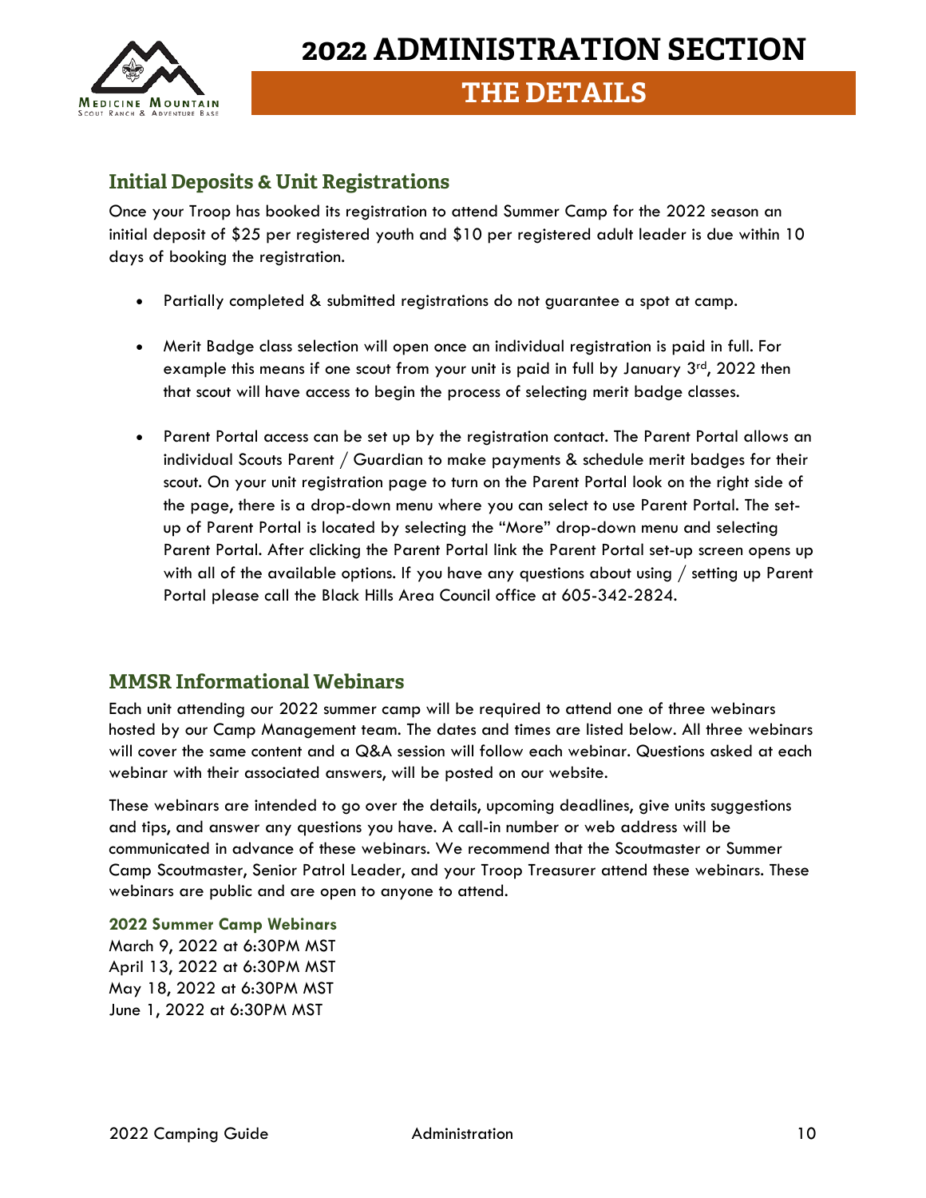# 2022 ADMINISTRATION SECTION

## THE DETAILS

### Initial Deposits & Unit Registrations

Once your Troop has booked its registration to attend Summer Camp for the 2022 season an initial deposit of $25 per registered youth and $10 per registered adult leader is due within 10 days of booking the registration.

- Partially completed & submitted registrations do not guarantee a spot at camp.
- Merit Badge class selection will open once an individual registration is paid in full. For example this means if one scout from your unit is paid in full by January 3rd, 2022 then that scout will have access to begin the process of selecting merit badge classes.
- Parent Portal access can be set up by the registration contact. The Parent Portal allows an individual Scouts Parent / Guardian to make payments & schedule merit badges for their scout. On your unit registration page to turn on the Parent Portal look on the right side of the page, there is a drop-down menu where you can select to use Parent Portal. The set-up of Parent Portal is located by selecting the "More" drop-down menu and selecting Parent Portal. After clicking the Parent Portal link the Parent Portal set-up screen opens up with all of the available options. If you have any questions about using / setting up Parent Portal please call the Black Hills Area Council office at 605-342-2824.

### MMSR Informational Webinars

Each unit attending our 2022 summer camp will be required to attend one of three webinars hosted by our Camp Management team. The dates and times are listed below. All three webinars will cover the same content and a Q&A session will follow each webinar. Questions asked at each webinar with their associated answers, will be posted on our website.

These webinars are intended to go over the details, upcoming deadlines, give units suggestions and tips, and answer any questions you have. A call-in number or web address will be communicated in advance of these webinars. We recommend that the Scoutmaster or Summer Camp Scoutmaster, Senior Patrol Leader, and your Troop Treasurer attend these webinars. These webinars are public and are open to anyone to attend.

**2022 Summer Camp Webinars**
March 9, 2022 at 6:30PM MST
April 13, 2022 at 6:30PM MST
May 18, 2022 at 6:30PM MST
June 1, 2022 at 6:30PM MST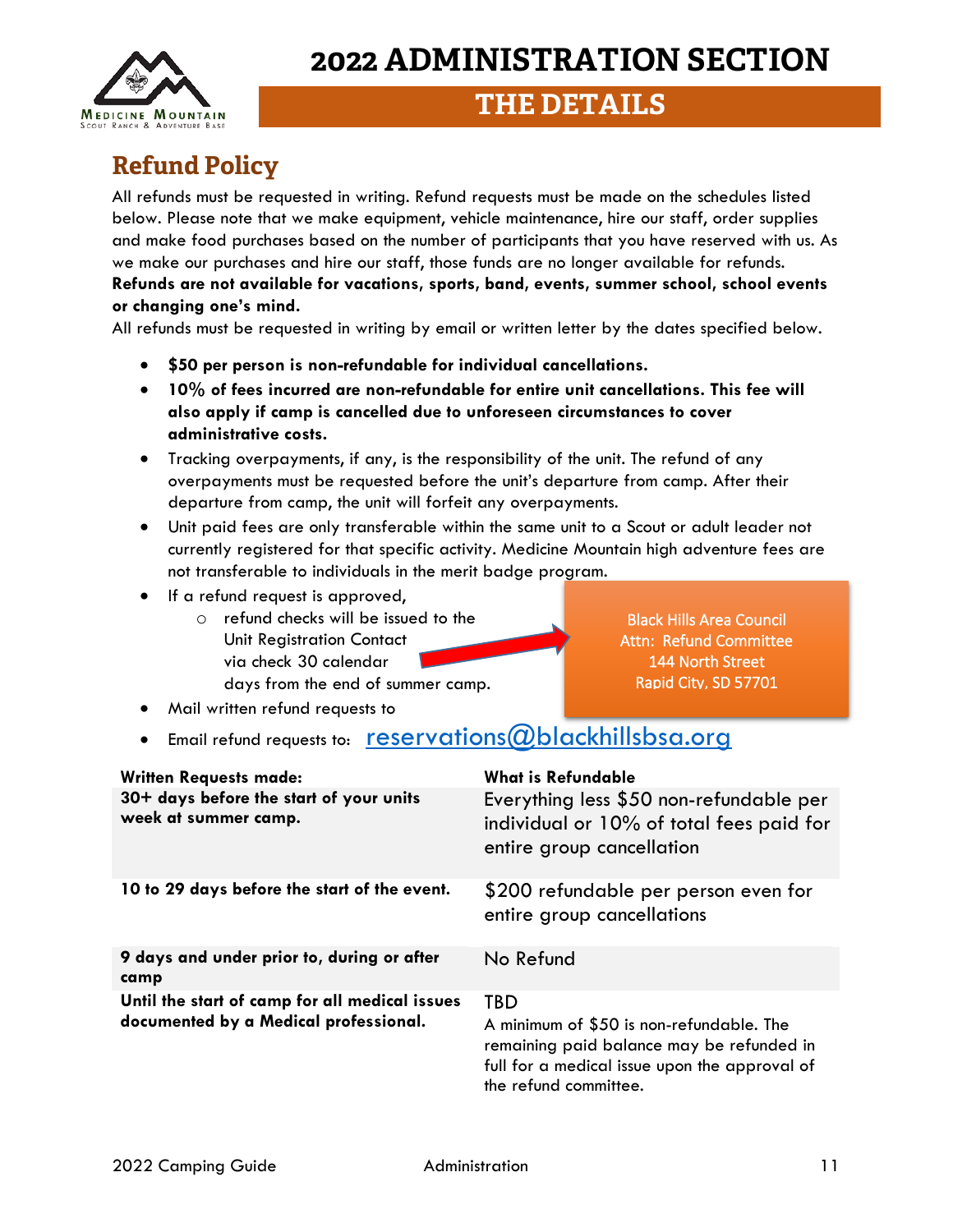# 2022 ADMINISTRATION SECTION

## THE DETAILS

### Refund Policy

All refunds must be requested in writing. Refund requests must be made on the schedules listed below. Please note that we make equipment, vehicle maintenance, hire our staff, order supplies and make food purchases based on the number of participants that you have reserved with us. As we make our purchases and hire our staff, those funds are no longer available for refunds. **Refunds are not available for vacations, sports, band, events, summer school, school events or changing one's mind.**

All refunds must be requested in writing by email or written letter by the dates specified below.

- **$50 per person is non-refundable for individual cancellations.**
- **10% of fees incurred are non-refundable for entire unit cancellations. This fee will also apply if camp is cancelled due to unforeseen circumstances to cover administrative costs.**
- Tracking overpayments, if any, is the responsibility of the unit. The refund of any overpayments must be requested before the unit's departure from camp. After their departure from camp, the unit will forfeit any overpayments.
- Unit paid fees are only transferable within the same unit to a Scout or adult leader not currently registered for that specific activity. Medicine Mountain high adventure fees are not transferable to individuals in the merit badge program.
- If a refund request is approved,
  - refund checks will be issued to the Unit Registration Contact via check 30 calendar days from the end of summer camp.
- Mail written refund requests to
- Email refund requests to: reservations@blackhillsbsa.org

Black Hills Area Council
Attn: Refund Committee
144 North Street
Rapid City, SD 57701

| Written Requests made: | What is Refundable |
|---|---|
| **30+ days before the start of your units week at summer camp.** | Everything less $50 non-refundable per individual or 10% of total fees paid for entire group cancellation |
| **10 to 29 days before the start of the event.** | $200 refundable per person even for entire group cancellations |
| **9 days and under prior to, during or after camp** | No Refund |
| **Until the start of camp for all medical issues documented by a Medical professional.** | TBD<br>A minimum of $50 is non-refundable. The remaining paid balance may be refunded in full for a medical issue upon the approval of the refund committee. |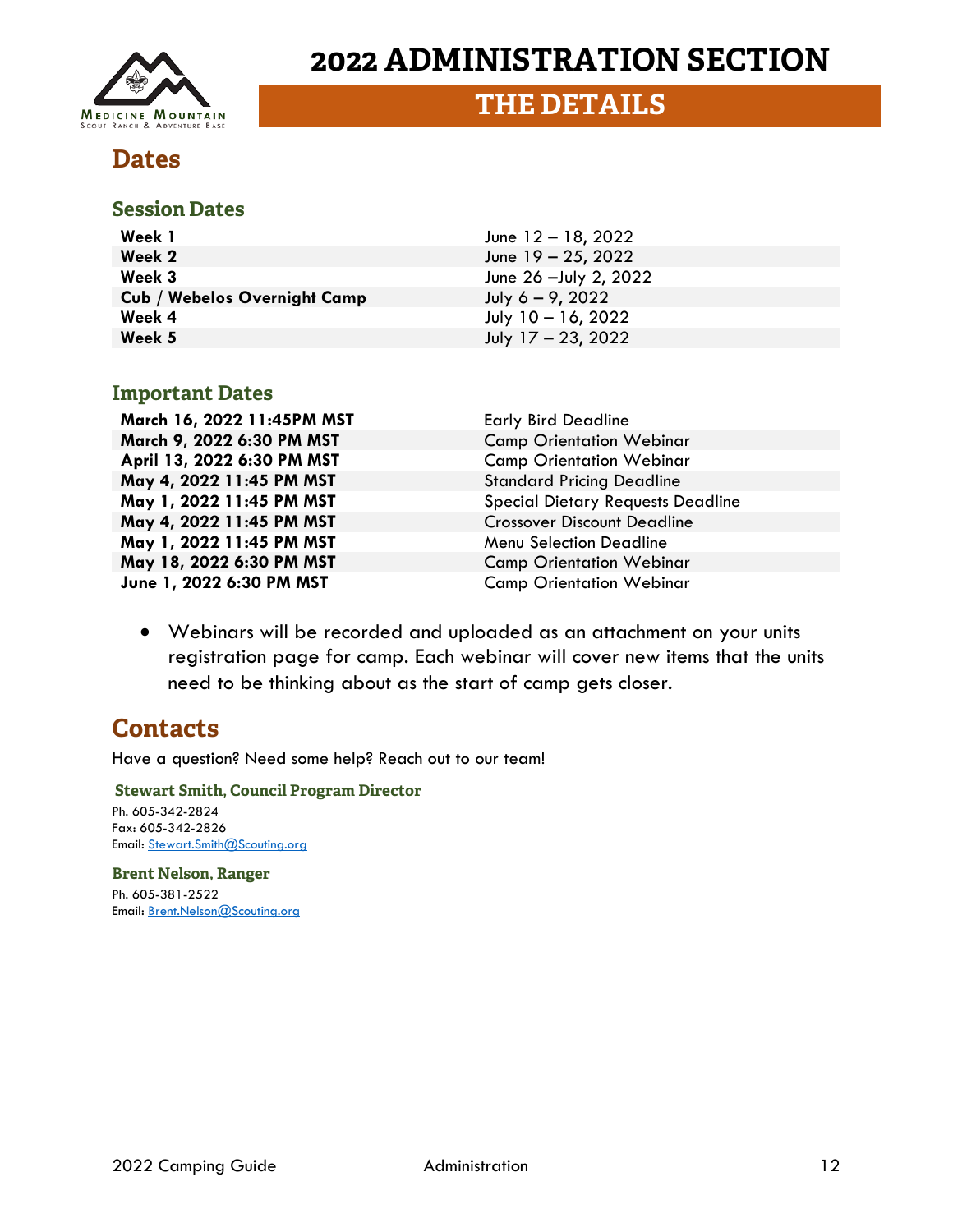# 2022 ADMINISTRATION SECTION

## THE DETAILS

## Dates

### Session Dates

| | |
|---|---|
| **Week 1** | June 12 – 18, 2022 |
| **Week 2** | June 19 – 25, 2022 |
| **Week 3** | June 26 –July 2, 2022 |
| **Cub / Webelos Overnight Camp** | July 6 – 9, 2022 |
| **Week 4** | July 10 – 16, 2022 |
| **Week 5** | July 17 – 23, 2022 |

### Important Dates

| | |
|---|---|
| **March 16, 2022 11:45PM MST** | Early Bird Deadline |
| **March 9, 2022 6:30 PM MST** | Camp Orientation Webinar |
| **April 13, 2022 6:30 PM MST** | Camp Orientation Webinar |
| **May 4, 2022 11:45 PM MST** | Standard Pricing Deadline |
| **May 1, 2022 11:45 PM MST** | Special Dietary Requests Deadline |
| **May 4, 2022 11:45 PM MST** | Crossover Discount Deadline |
| **May 1, 2022 11:45 PM MST** | Menu Selection Deadline |
| **May 18, 2022 6:30 PM MST** | Camp Orientation Webinar |
| **June 1, 2022 6:30 PM MST** | Camp Orientation Webinar |

- Webinars will be recorded and uploaded as an attachment on your units registration page for camp. Each webinar will cover new items that the units need to be thinking about as the start of camp gets closer.

## Contacts

Have a question? Need some help? Reach out to our team!

#### Stewart Smith, Council Program Director

Ph. 605-342-2824
Fax: 605-342-2826
Email: Stewart.Smith@Scouting.org

#### Brent Nelson, Ranger

Ph. 605-381-2522
Email: Brent.Nelson@Scouting.org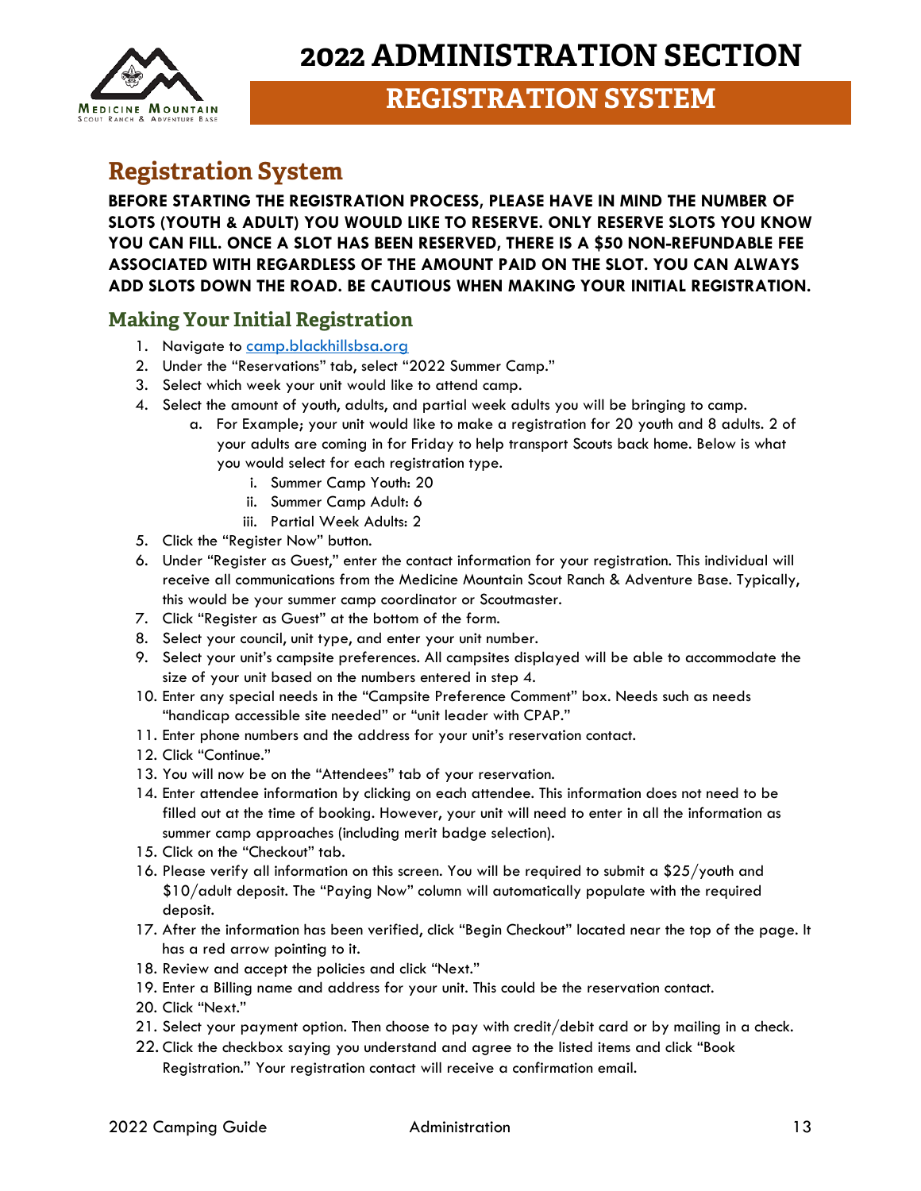# 2022 ADMINISTRATION SECTION

## REGISTRATION SYSTEM

## Registration System

**BEFORE STARTING THE REGISTRATION PROCESS, PLEASE HAVE IN MIND THE NUMBER OF SLOTS (YOUTH & ADULT) YOU WOULD LIKE TO RESERVE. ONLY RESERVE SLOTS YOU KNOW YOU CAN FILL. ONCE A SLOT HAS BEEN RESERVED, THERE IS A $50 NON-REFUNDABLE FEE ASSOCIATED WITH REGARDLESS OF THE AMOUNT PAID ON THE SLOT. YOU CAN ALWAYS ADD SLOTS DOWN THE ROAD. BE CAUTIOUS WHEN MAKING YOUR INITIAL REGISTRATION.**

### Making Your Initial Registration

1. Navigate to [camp.blackhillsbsa.org](camp.blackhillsbsa.org)
2. Under the "Reservations" tab, select "2022 Summer Camp."
3. Select which week your unit would like to attend camp.
4. Select the amount of youth, adults, and partial week adults you will be bringing to camp.
   a. For Example; your unit would like to make a registration for 20 youth and 8 adults. 2 of your adults are coming in for Friday to help transport Scouts back home. Below is what you would select for each registration type.
      i. Summer Camp Youth: 20
      ii. Summer Camp Adult: 6
      iii. Partial Week Adults: 2
5. Click the "Register Now" button.
6. Under "Register as Guest," enter the contact information for your registration. This individual will receive all communications from the Medicine Mountain Scout Ranch & Adventure Base. Typically, this would be your summer camp coordinator or Scoutmaster.
7. Click "Register as Guest" at the bottom of the form.
8. Select your council, unit type, and enter your unit number.
9. Select your unit's campsite preferences. All campsites displayed will be able to accommodate the size of your unit based on the numbers entered in step 4.
10. Enter any special needs in the "Campsite Preference Comment" box. Needs such as needs "handicap accessible site needed" or "unit leader with CPAP."
11. Enter phone numbers and the address for your unit's reservation contact.
12. Click "Continue."
13. You will now be on the "Attendees" tab of your reservation.
14. Enter attendee information by clicking on each attendee. This information does not need to be filled out at the time of booking. However, your unit will need to enter in all the information as summer camp approaches (including merit badge selection).
15. Click on the "Checkout" tab.
16. Please verify all information on this screen. You will be required to submit a $25/youth and $10/adult deposit. The "Paying Now" column will automatically populate with the required deposit.
17. After the information has been verified, click "Begin Checkout" located near the top of the page. It has a red arrow pointing to it.
18. Review and accept the policies and click "Next."
19. Enter a Billing name and address for your unit. This could be the reservation contact.
20. Click "Next."
21. Select your payment option. Then choose to pay with credit/debit card or by mailing in a check.
22. Click the checkbox saying you understand and agree to the listed items and click "Book Registration." Your registration contact will receive a confirmation email.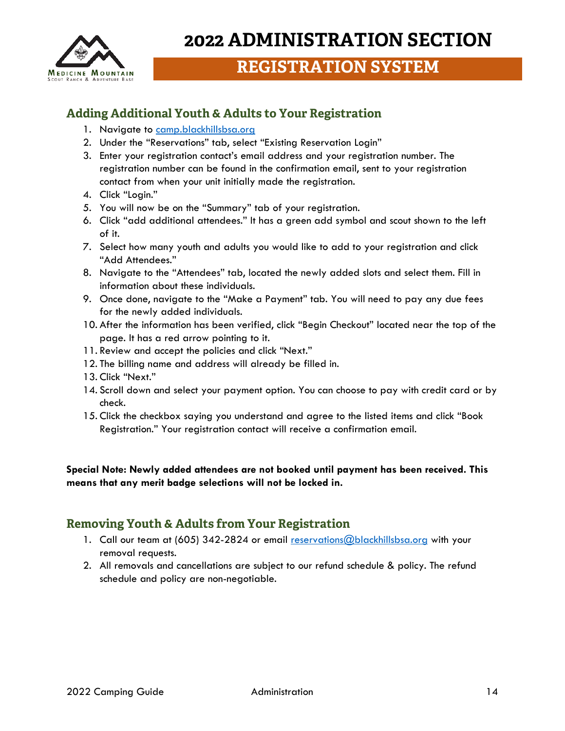# 2022 ADMINISTRATION SECTION

## REGISTRATION SYSTEM

### Adding Additional Youth & Adults to Your Registration

1. Navigate to camp.blackhillsbsa.org
2. Under the "Reservations" tab, select "Existing Reservation Login"
3. Enter your registration contact's email address and your registration number. The registration number can be found in the confirmation email, sent to your registration contact from when your unit initially made the registration.
4. Click "Login."
5. You will now be on the "Summary" tab of your registration.
6. Click "add additional attendees." It has a green add symbol and scout shown to the left of it.
7. Select how many youth and adults you would like to add to your registration and click "Add Attendees."
8. Navigate to the "Attendees" tab, located the newly added slots and select them. Fill in information about these individuals.
9. Once done, navigate to the "Make a Payment" tab. You will need to pay any due fees for the newly added individuals.
10. After the information has been verified, click "Begin Checkout" located near the top of the page. It has a red arrow pointing to it.
11. Review and accept the policies and click "Next."
12. The billing name and address will already be filled in.
13. Click "Next."
14. Scroll down and select your payment option. You can choose to pay with credit card or by check.
15. Click the checkbox saying you understand and agree to the listed items and click "Book Registration." Your registration contact will receive a confirmation email.

**Special Note: Newly added attendees are not booked until payment has been received. This means that any merit badge selections will not be locked in.**

### Removing Youth & Adults from Your Registration

1. Call our team at (605) 342-2824 or email reservations@blackhillsbsa.org with your removal requests.
2. All removals and cancellations are subject to our refund schedule & policy. The refund schedule and policy are non-negotiable.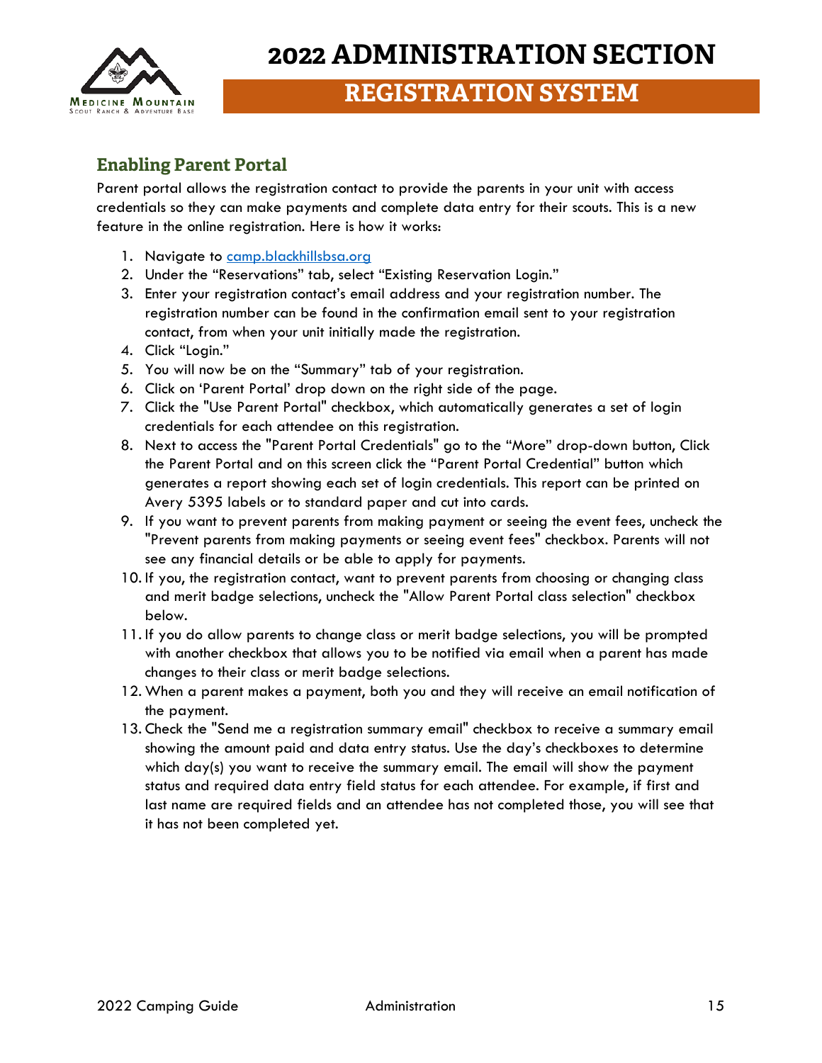# 2022 ADMINISTRATION SECTION

## REGISTRATION SYSTEM

### Enabling Parent Portal

Parent portal allows the registration contact to provide the parents in your unit with access credentials so they can make payments and complete data entry for their scouts. This is a new feature in the online registration. Here is how it works:

1. Navigate to [camp.blackhillsbsa.org](camp.blackhillsbsa.org)
2. Under the "Reservations" tab, select "Existing Reservation Login."
3. Enter your registration contact's email address and your registration number. The registration number can be found in the confirmation email sent to your registration contact, from when your unit initially made the registration.
4. Click "Login."
5. You will now be on the "Summary" tab of your registration.
6. Click on 'Parent Portal' drop down on the right side of the page.
7. Click the "Use Parent Portal" checkbox, which automatically generates a set of login credentials for each attendee on this registration.
8. Next to access the "Parent Portal Credentials" go to the "More" drop-down button, Click the Parent Portal and on this screen click the "Parent Portal Credential" button which generates a report showing each set of login credentials. This report can be printed on Avery 5395 labels or to standard paper and cut into cards.
9. If you want to prevent parents from making payment or seeing the event fees, uncheck the "Prevent parents from making payments or seeing event fees" checkbox. Parents will not see any financial details or be able to apply for payments.
10. If you, the registration contact, want to prevent parents from choosing or changing class and merit badge selections, uncheck the "Allow Parent Portal class selection" checkbox below.
11. If you do allow parents to change class or merit badge selections, you will be prompted with another checkbox that allows you to be notified via email when a parent has made changes to their class or merit badge selections.
12. When a parent makes a payment, both you and they will receive an email notification of the payment.
13. Check the "Send me a registration summary email" checkbox to receive a summary email showing the amount paid and data entry status. Use the day's checkboxes to determine which day(s) you want to receive the summary email. The email will show the payment status and required data entry field status for each attendee. For example, if first and last name are required fields and an attendee has not completed those, you will see that it has not been completed yet.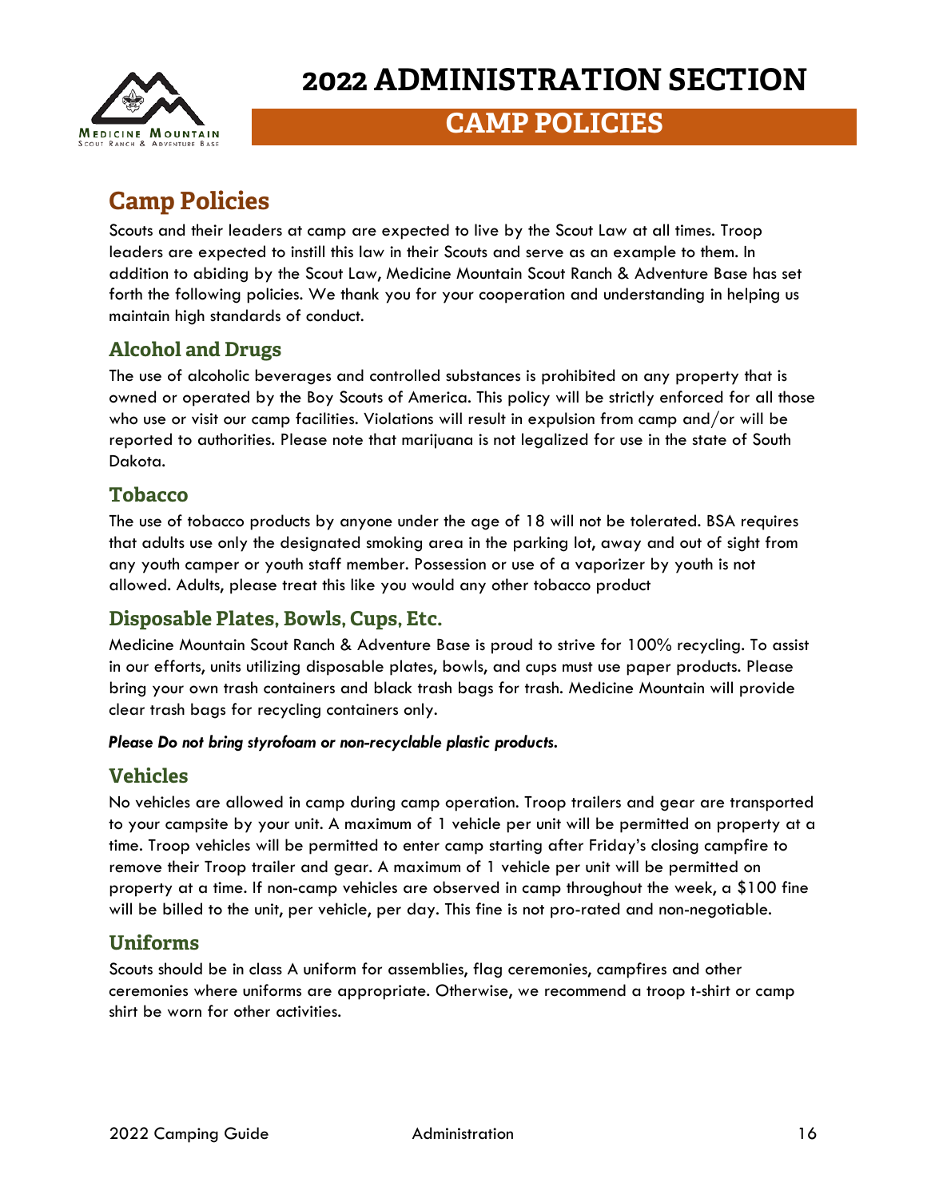# 2022 ADMINISTRATION SECTION

## CAMP POLICIES

## Camp Policies

Scouts and their leaders at camp are expected to live by the Scout Law at all times. Troop leaders are expected to instill this law in their Scouts and serve as an example to them. In addition to abiding by the Scout Law, Medicine Mountain Scout Ranch & Adventure Base has set forth the following policies. We thank you for your cooperation and understanding in helping us maintain high standards of conduct.

### Alcohol and Drugs

The use of alcoholic beverages and controlled substances is prohibited on any property that is owned or operated by the Boy Scouts of America. This policy will be strictly enforced for all those who use or visit our camp facilities. Violations will result in expulsion from camp and/or will be reported to authorities. Please note that marijuana is not legalized for use in the state of South Dakota.

### Tobacco

The use of tobacco products by anyone under the age of 18 will not be tolerated. BSA requires that adults use only the designated smoking area in the parking lot, away and out of sight from any youth camper or youth staff member. Possession or use of a vaporizer by youth is not allowed. Adults, please treat this like you would any other tobacco product

### Disposable Plates, Bowls, Cups, Etc.

Medicine Mountain Scout Ranch & Adventure Base is proud to strive for 100% recycling. To assist in our efforts, units utilizing disposable plates, bowls, and cups must use paper products. Please bring your own trash containers and black trash bags for trash. Medicine Mountain will provide clear trash bags for recycling containers only.

***Please Do not bring styrofoam or non-recyclable plastic products.***

### Vehicles

No vehicles are allowed in camp during camp operation. Troop trailers and gear are transported to your campsite by your unit. A maximum of 1 vehicle per unit will be permitted on property at a time. Troop vehicles will be permitted to enter camp starting after Friday's closing campfire to remove their Troop trailer and gear. A maximum of 1 vehicle per unit will be permitted on property at a time. If non-camp vehicles are observed in camp throughout the week, a $100 fine will be billed to the unit, per vehicle, per day. This fine is not pro-rated and non-negotiable.

### Uniforms

Scouts should be in class A uniform for assemblies, flag ceremonies, campfires and other ceremonies where uniforms are appropriate. Otherwise, we recommend a troop t-shirt or camp shirt be worn for other activities.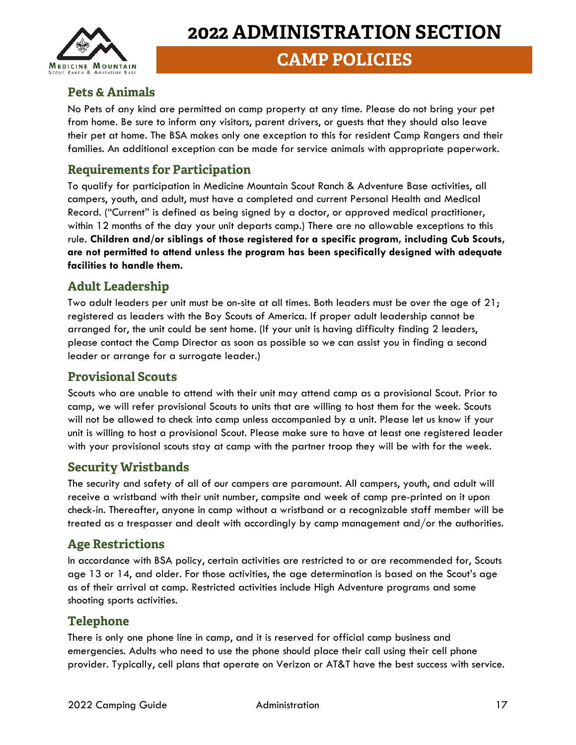# 2022 ADMINISTRATION SECTION

## CAMP POLICIES

### Pets & Animals

No Pets of any kind are permitted on camp property at any time. Please do not bring your pet from home. Be sure to inform any visitors, parent drivers, or guests that they should also leave their pet at home. The BSA makes only one exception to this for resident Camp Rangers and their families. An additional exception can be made for service animals with appropriate paperwork.

### Requirements for Participation

To qualify for participation in Medicine Mountain Scout Ranch & Adventure Base activities, all campers, youth, and adult, must have a completed and current Personal Health and Medical Record. ("Current" is defined as being signed by a doctor, or approved medical practitioner, within 12 months of the day your unit departs camp.) There are no allowable exceptions to this rule. **Children and/or siblings of those registered for a specific program, including Cub Scouts, are not permitted to attend unless the program has been specifically designed with adequate facilities to handle them.**

### Adult Leadership

Two adult leaders per unit must be on-site at all times. Both leaders must be over the age of 21; registered as leaders with the Boy Scouts of America. If proper adult leadership cannot be arranged for, the unit could be sent home. (If your unit is having difficulty finding 2 leaders, please contact the Camp Director as soon as possible so we can assist you in finding a second leader or arrange for a surrogate leader.)

### Provisional Scouts

Scouts who are unable to attend with their unit may attend camp as a provisional Scout. Prior to camp, we will refer provisional Scouts to units that are willing to host them for the week. Scouts will not be allowed to check into camp unless accompanied by a unit. Please let us know if your unit is willing to host a provisional Scout. Please make sure to have at least one registered leader with your provisional scouts stay at camp with the partner troop they will be with for the week.

### Security Wristbands

The security and safety of all of our campers are paramount. All campers, youth, and adult will receive a wristband with their unit number, campsite and week of camp pre-printed on it upon check-in. Thereafter, anyone in camp without a wristband or a recognizable staff member will be treated as a trespasser and dealt with accordingly by camp management and/or the authorities.

### Age Restrictions

In accordance with BSA policy, certain activities are restricted to or are recommended for, Scouts age 13 or 14, and older. For those activities, the age determination is based on the Scout's age as of their arrival at camp. Restricted activities include High Adventure programs and some shooting sports activities.

### Telephone

There is only one phone line in camp, and it is reserved for official camp business and emergencies. Adults who need to use the phone should place their call using their cell phone provider. Typically, cell plans that operate on Verizon or AT&T have the best success with service.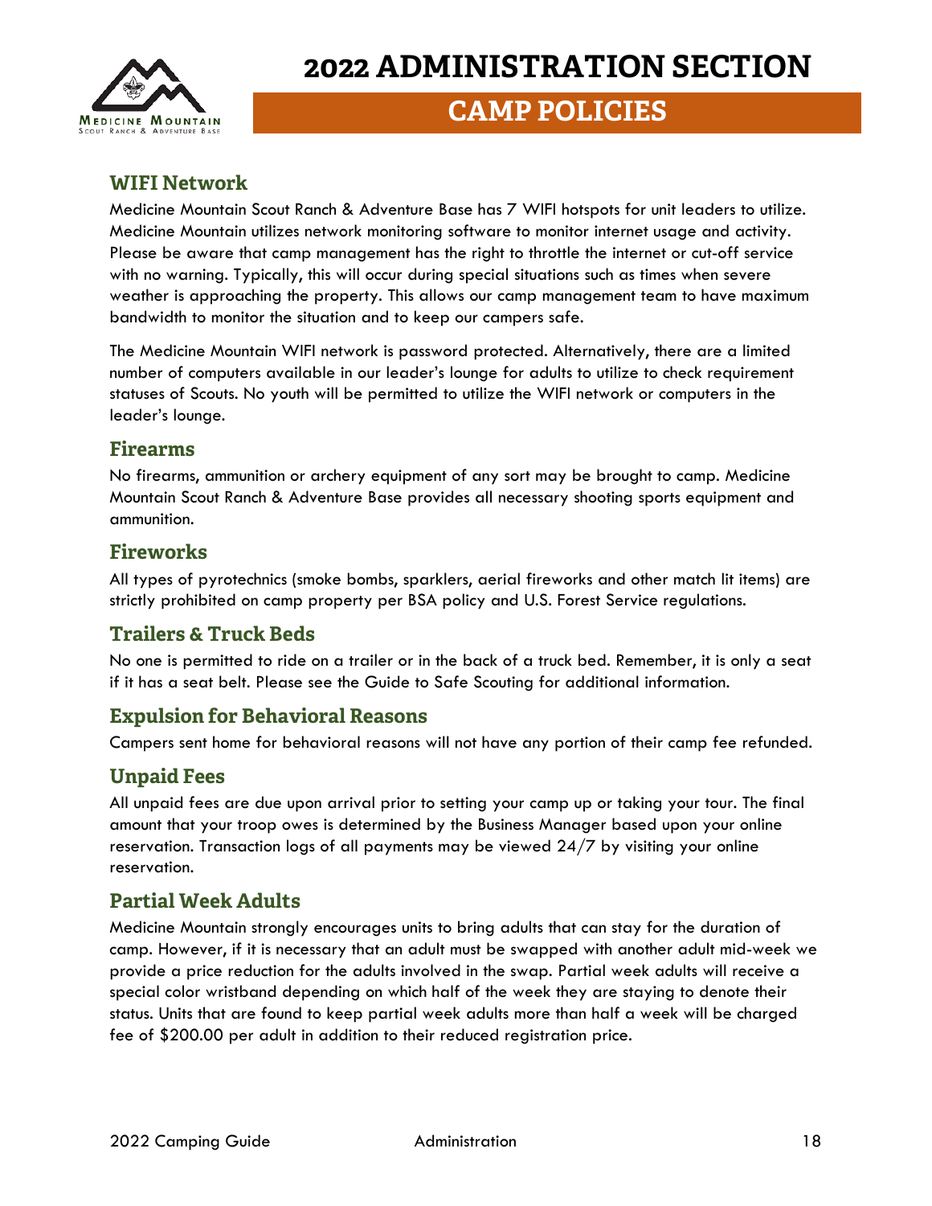# 2022 ADMINISTRATION SECTION

## CAMP POLICIES

### WIFI Network

Medicine Mountain Scout Ranch & Adventure Base has 7 WIFI hotspots for unit leaders to utilize. Medicine Mountain utilizes network monitoring software to monitor internet usage and activity. Please be aware that camp management has the right to throttle the internet or cut-off service with no warning. Typically, this will occur during special situations such as times when severe weather is approaching the property. This allows our camp management team to have maximum bandwidth to monitor the situation and to keep our campers safe.

The Medicine Mountain WIFI network is password protected. Alternatively, there are a limited number of computers available in our leader's lounge for adults to utilize to check requirement statuses of Scouts. No youth will be permitted to utilize the WIFI network or computers in the leader's lounge.

### Firearms

No firearms, ammunition or archery equipment of any sort may be brought to camp. Medicine Mountain Scout Ranch & Adventure Base provides all necessary shooting sports equipment and ammunition.

### Fireworks

All types of pyrotechnics (smoke bombs, sparklers, aerial fireworks and other match lit items) are strictly prohibited on camp property per BSA policy and U.S. Forest Service regulations.

### Trailers & Truck Beds

No one is permitted to ride on a trailer or in the back of a truck bed. Remember, it is only a seat if it has a seat belt. Please see the Guide to Safe Scouting for additional information.

### Expulsion for Behavioral Reasons

Campers sent home for behavioral reasons will not have any portion of their camp fee refunded.

### Unpaid Fees

All unpaid fees are due upon arrival prior to setting your camp up or taking your tour. The final amount that your troop owes is determined by the Business Manager based upon your online reservation. Transaction logs of all payments may be viewed 24/7 by visiting your online reservation.

### Partial Week Adults

Medicine Mountain strongly encourages units to bring adults that can stay for the duration of camp. However, if it is necessary that an adult must be swapped with another adult mid-week we provide a price reduction for the adults involved in the swap. Partial week adults will receive a special color wristband depending on which half of the week they are staying to denote their status. Units that are found to keep partial week adults more than half a week will be charged fee of $200.00 per adult in addition to their reduced registration price.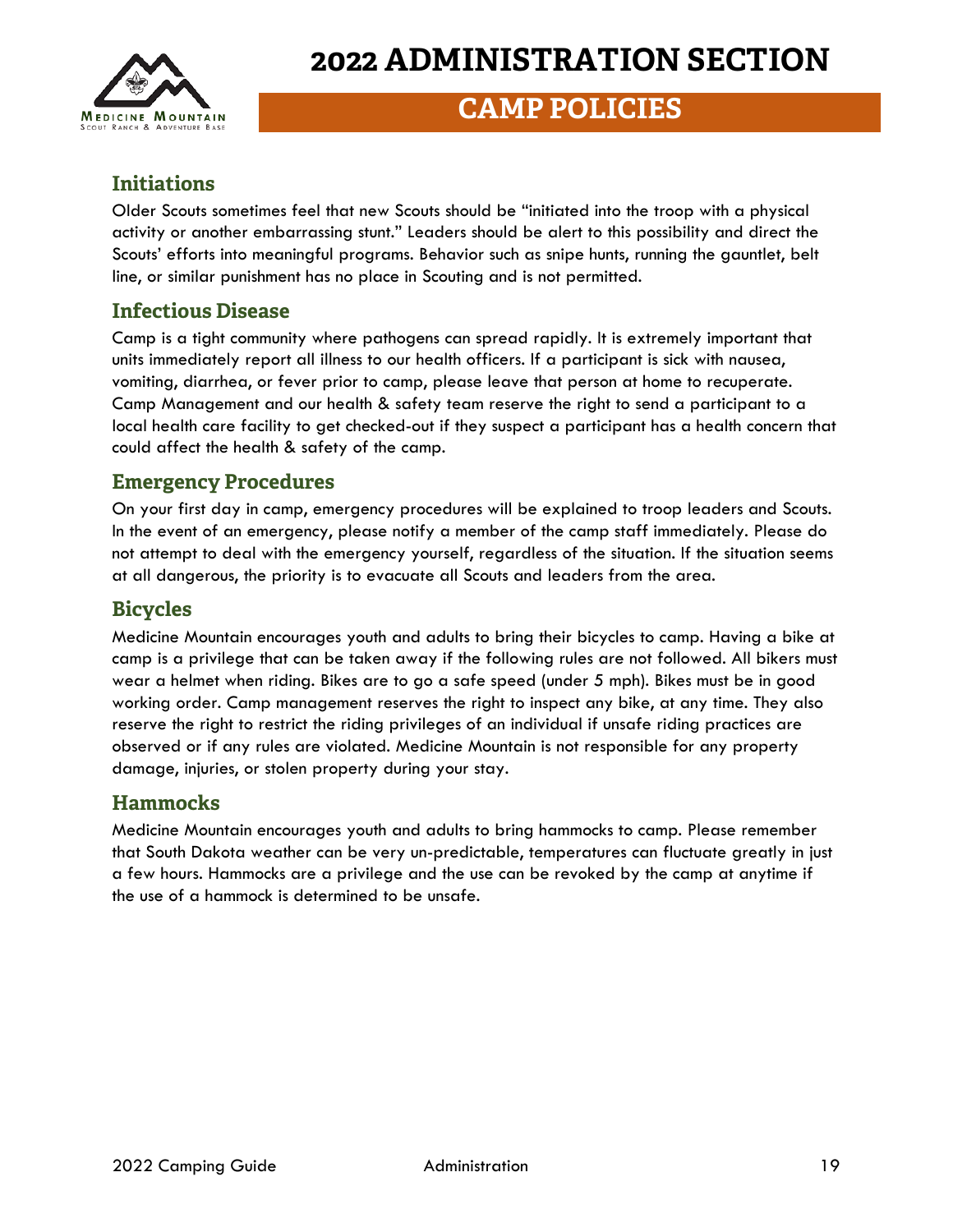# 2022 ADMINISTRATION SECTION

## CAMP POLICIES

### Initiations

Older Scouts sometimes feel that new Scouts should be "initiated into the troop with a physical activity or another embarrassing stunt." Leaders should be alert to this possibility and direct the Scouts' efforts into meaningful programs. Behavior such as snipe hunts, running the gauntlet, belt line, or similar punishment has no place in Scouting and is not permitted.

### Infectious Disease

Camp is a tight community where pathogens can spread rapidly. It is extremely important that units immediately report all illness to our health officers. If a participant is sick with nausea, vomiting, diarrhea, or fever prior to camp, please leave that person at home to recuperate. Camp Management and our health & safety team reserve the right to send a participant to a local health care facility to get checked-out if they suspect a participant has a health concern that could affect the health & safety of the camp.

### Emergency Procedures

On your first day in camp, emergency procedures will be explained to troop leaders and Scouts. In the event of an emergency, please notify a member of the camp staff immediately. Please do not attempt to deal with the emergency yourself, regardless of the situation. If the situation seems at all dangerous, the priority is to evacuate all Scouts and leaders from the area.

### Bicycles

Medicine Mountain encourages youth and adults to bring their bicycles to camp. Having a bike at camp is a privilege that can be taken away if the following rules are not followed. All bikers must wear a helmet when riding. Bikes are to go a safe speed (under 5 mph). Bikes must be in good working order. Camp management reserves the right to inspect any bike, at any time. They also reserve the right to restrict the riding privileges of an individual if unsafe riding practices are observed or if any rules are violated. Medicine Mountain is not responsible for any property damage, injuries, or stolen property during your stay.

### Hammocks

Medicine Mountain encourages youth and adults to bring hammocks to camp. Please remember that South Dakota weather can be very un-predictable, temperatures can fluctuate greatly in just a few hours. Hammocks are a privilege and the use can be revoked by the camp at anytime if the use of a hammock is determined to be unsafe.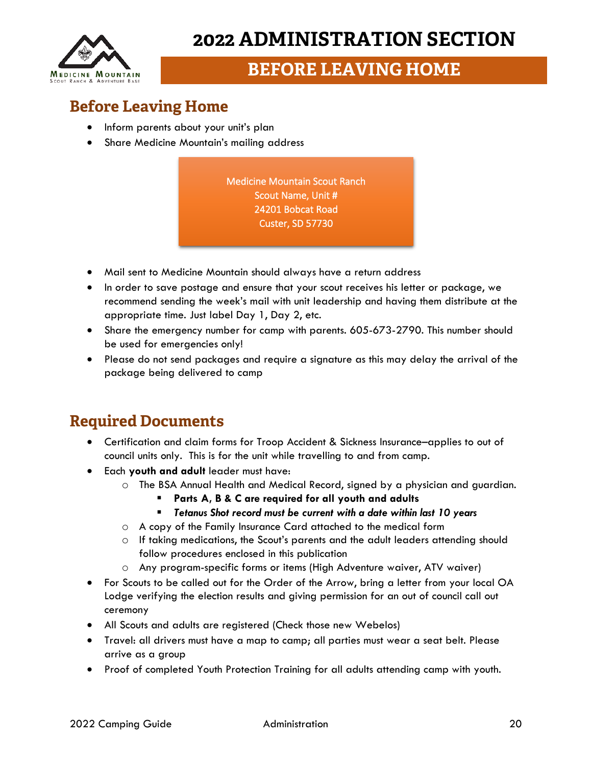# 2022 ADMINISTRATION SECTION

## BEFORE LEAVING HOME

## Before Leaving Home

- Inform parents about your unit's plan
- Share Medicine Mountain's mailing address

Medicine Mountain Scout Ranch
Scout Name, Unit #
24201 Bobcat Road
Custer, SD 57730

- Mail sent to Medicine Mountain should always have a return address
- In order to save postage and ensure that your scout receives his letter or package, we recommend sending the week's mail with unit leadership and having them distribute at the appropriate time. Just label Day 1, Day 2, etc.
- Share the emergency number for camp with parents. 605-673-2790. This number should be used for emergencies only!
- Please do not send packages and require a signature as this may delay the arrival of the package being delivered to camp

## Required Documents

- Certification and claim forms for Troop Accident & Sickness Insurance–applies to out of council units only. This is for the unit while travelling to and from camp.
- Each **youth and adult** leader must have:
  - The BSA Annual Health and Medical Record, signed by a physician and guardian.
    - **Parts A, B & C are required for all youth and adults**
    - ***Tetanus Shot record must be current with a date within last 10 years***
  - A copy of the Family Insurance Card attached to the medical form
  - If taking medications, the Scout's parents and the adult leaders attending should follow procedures enclosed in this publication
  - Any program-specific forms or items (High Adventure waiver, ATV waiver)
- For Scouts to be called out for the Order of the Arrow, bring a letter from your local OA Lodge verifying the election results and giving permission for an out of council call out ceremony
- All Scouts and adults are registered (Check those new Webelos)
- Travel: all drivers must have a map to camp; all parties must wear a seat belt. Please arrive as a group
- Proof of completed Youth Protection Training for all adults attending camp with youth.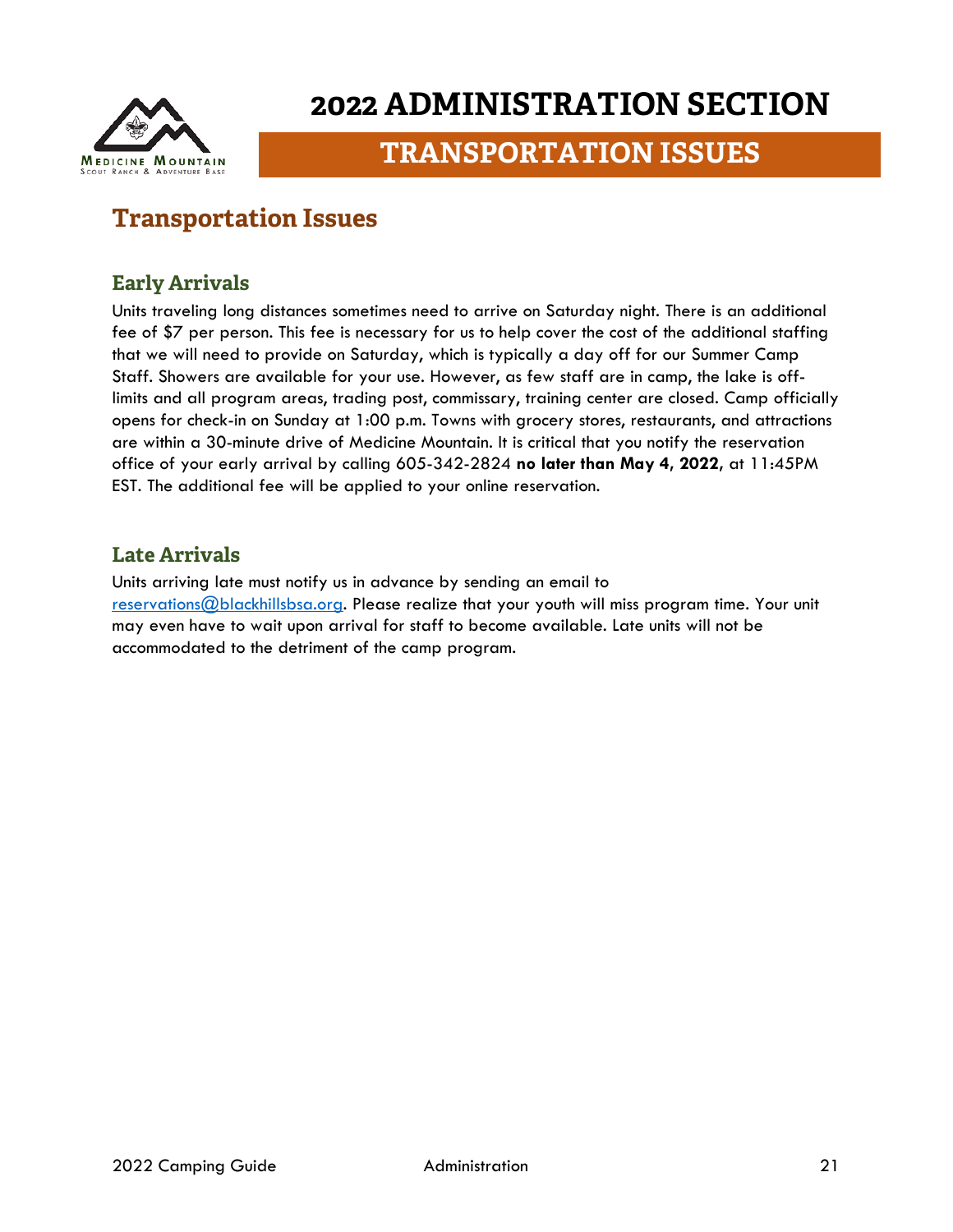# 2022 ADMINISTRATION SECTION

## TRANSPORTATION ISSUES

## Transportation Issues

### Early Arrivals

Units traveling long distances sometimes need to arrive on Saturday night. There is an additional fee of $7 per person. This fee is necessary for us to help cover the cost of the additional staffing that we will need to provide on Saturday, which is typically a day off for our Summer Camp Staff. Showers are available for your use. However, as few staff are in camp, the lake is off-limits and all program areas, trading post, commissary, training center are closed. Camp officially opens for check-in on Sunday at 1:00 p.m. Towns with grocery stores, restaurants, and attractions are within a 30-minute drive of Medicine Mountain. It is critical that you notify the reservation office of your early arrival by calling 605-342-2824 **no later than May 4, 2022**, at 11:45PM EST. The additional fee will be applied to your online reservation.

### Late Arrivals

Units arriving late must notify us in advance by sending an email to [reservations@blackhillsbsa.org](mailto:reservations@blackhillsbsa.org). Please realize that your youth will miss program time. Your unit may even have to wait upon arrival for staff to become available. Late units will not be accommodated to the detriment of the camp program.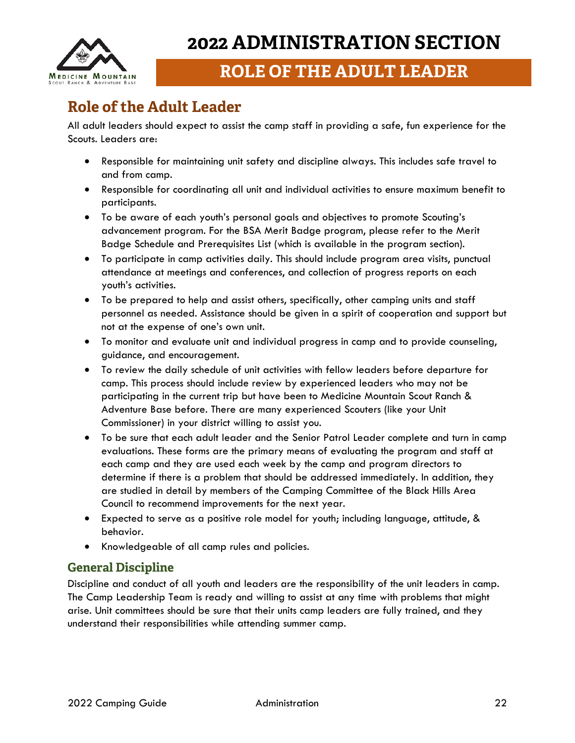# 2022 ADMINISTRATION SECTION

## ROLE OF THE ADULT LEADER

## Role of the Adult Leader

All adult leaders should expect to assist the camp staff in providing a safe, fun experience for the Scouts. Leaders are:

- Responsible for maintaining unit safety and discipline always. This includes safe travel to and from camp.
- Responsible for coordinating all unit and individual activities to ensure maximum benefit to participants.
- To be aware of each youth's personal goals and objectives to promote Scouting's advancement program. For the BSA Merit Badge program, please refer to the Merit Badge Schedule and Prerequisites List (which is available in the program section).
- To participate in camp activities daily. This should include program area visits, punctual attendance at meetings and conferences, and collection of progress reports on each youth's activities.
- To be prepared to help and assist others, specifically, other camping units and staff personnel as needed. Assistance should be given in a spirit of cooperation and support but not at the expense of one's own unit.
- To monitor and evaluate unit and individual progress in camp and to provide counseling, guidance, and encouragement.
- To review the daily schedule of unit activities with fellow leaders before departure for camp. This process should include review by experienced leaders who may not be participating in the current trip but have been to Medicine Mountain Scout Ranch & Adventure Base before. There are many experienced Scouters (like your Unit Commissioner) in your district willing to assist you.
- To be sure that each adult leader and the Senior Patrol Leader complete and turn in camp evaluations. These forms are the primary means of evaluating the program and staff at each camp and they are used each week by the camp and program directors to determine if there is a problem that should be addressed immediately. In addition, they are studied in detail by members of the Camping Committee of the Black Hills Area Council to recommend improvements for the next year.
- Expected to serve as a positive role model for youth; including language, attitude, & behavior.
- Knowledgeable of all camp rules and policies.

### General Discipline

Discipline and conduct of all youth and leaders are the responsibility of the unit leaders in camp. The Camp Leadership Team is ready and willing to assist at any time with problems that might arise. Unit committees should be sure that their units camp leaders are fully trained, and they understand their responsibilities while attending summer camp.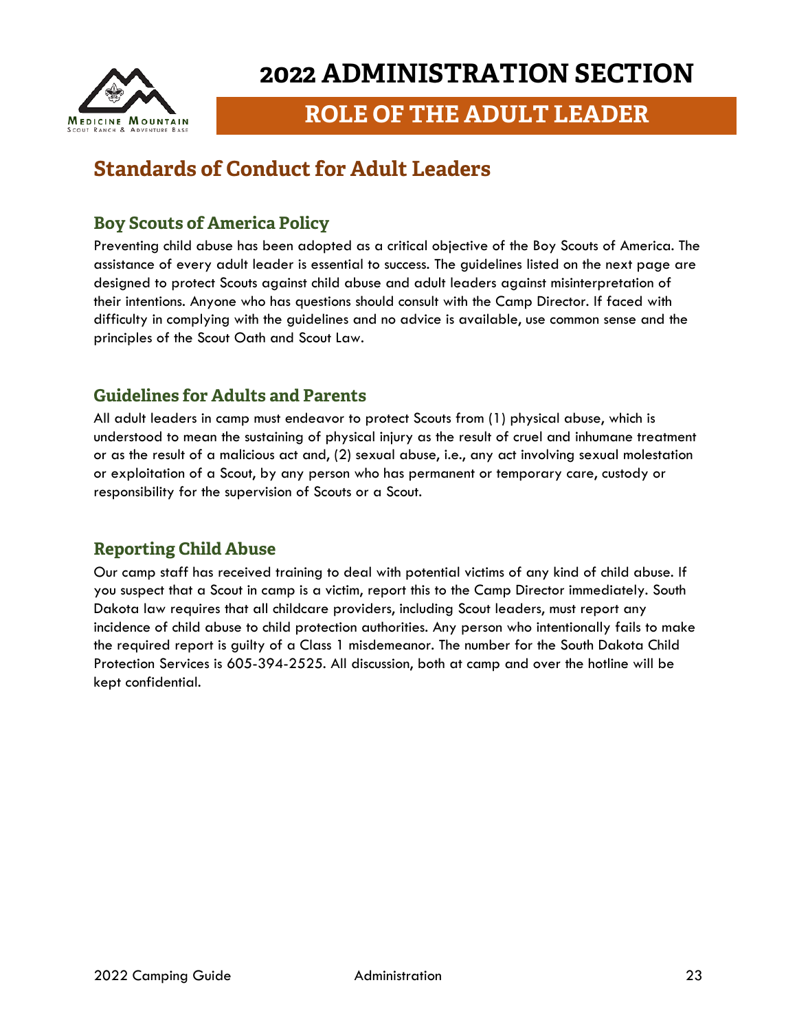# 2022 ADMINISTRATION SECTION

## ROLE OF THE ADULT LEADER

## Standards of Conduct for Adult Leaders

### Boy Scouts of America Policy

Preventing child abuse has been adopted as a critical objective of the Boy Scouts of America. The assistance of every adult leader is essential to success. The guidelines listed on the next page are designed to protect Scouts against child abuse and adult leaders against misinterpretation of their intentions. Anyone who has questions should consult with the Camp Director. If faced with difficulty in complying with the guidelines and no advice is available, use common sense and the principles of the Scout Oath and Scout Law.

### Guidelines for Adults and Parents

All adult leaders in camp must endeavor to protect Scouts from (1) physical abuse, which is understood to mean the sustaining of physical injury as the result of cruel and inhumane treatment or as the result of a malicious act and, (2) sexual abuse, i.e., any act involving sexual molestation or exploitation of a Scout, by any person who has permanent or temporary care, custody or responsibility for the supervision of Scouts or a Scout.

### Reporting Child Abuse

Our camp staff has received training to deal with potential victims of any kind of child abuse. If you suspect that a Scout in camp is a victim, report this to the Camp Director immediately. South Dakota law requires that all childcare providers, including Scout leaders, must report any incidence of child abuse to child protection authorities. Any person who intentionally fails to make the required report is guilty of a Class 1 misdemeanor. The number for the South Dakota Child Protection Services is 605-394-2525. All discussion, both at camp and over the hotline will be kept confidential.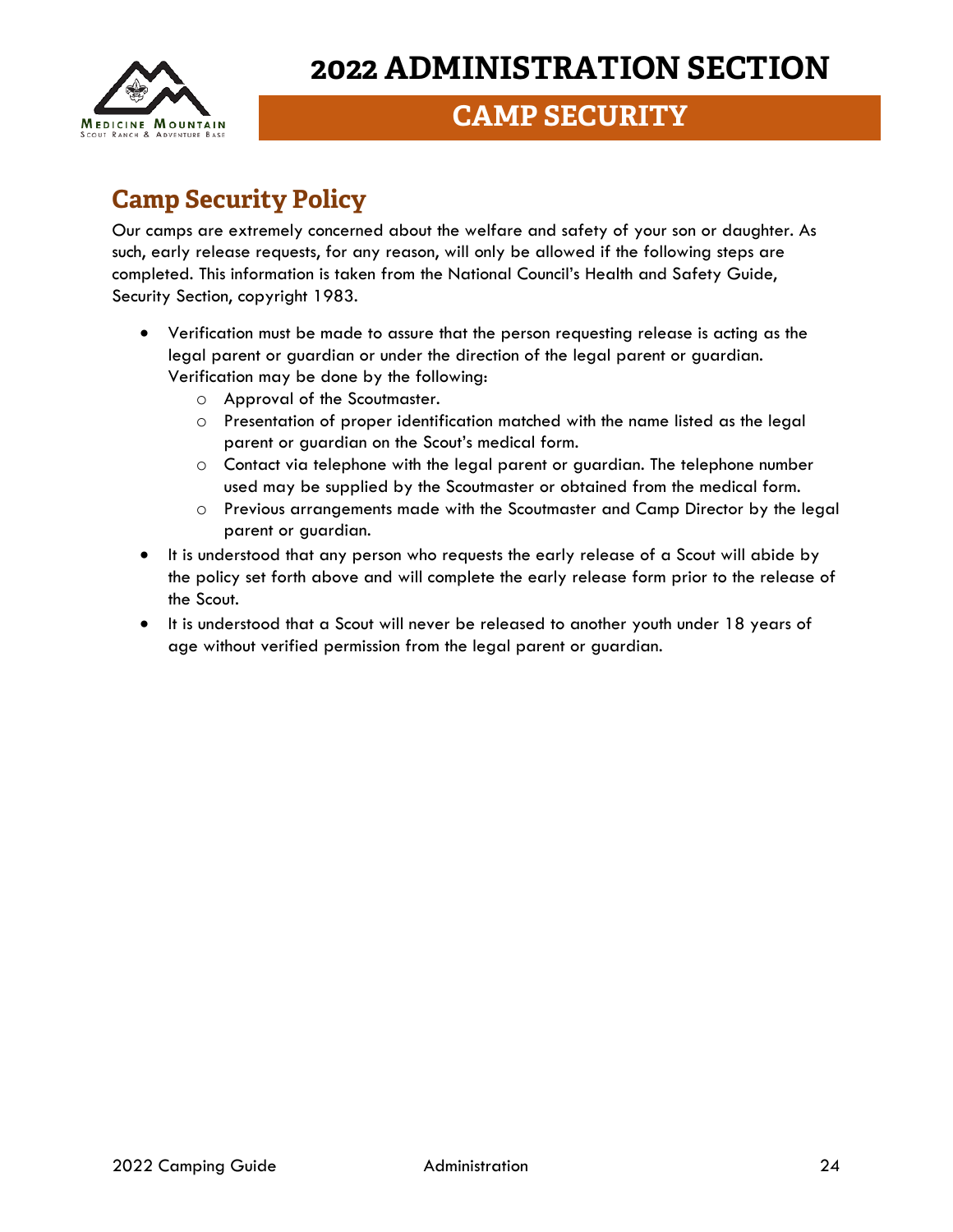# 2022 ADMINISTRATION SECTION

## CAMP SECURITY

### Camp Security Policy

Our camps are extremely concerned about the welfare and safety of your son or daughter. As such, early release requests, for any reason, will only be allowed if the following steps are completed. This information is taken from the National Council's Health and Safety Guide, Security Section, copyright 1983.

- Verification must be made to assure that the person requesting release is acting as the legal parent or guardian or under the direction of the legal parent or guardian. Verification may be done by the following:
  - Approval of the Scoutmaster.
  - Presentation of proper identification matched with the name listed as the legal parent or guardian on the Scout's medical form.
  - Contact via telephone with the legal parent or guardian. The telephone number used may be supplied by the Scoutmaster or obtained from the medical form.
  - Previous arrangements made with the Scoutmaster and Camp Director by the legal parent or guardian.
- It is understood that any person who requests the early release of a Scout will abide by the policy set forth above and will complete the early release form prior to the release of the Scout.
- It is understood that a Scout will never be released to another youth under 18 years of age without verified permission from the legal parent or guardian.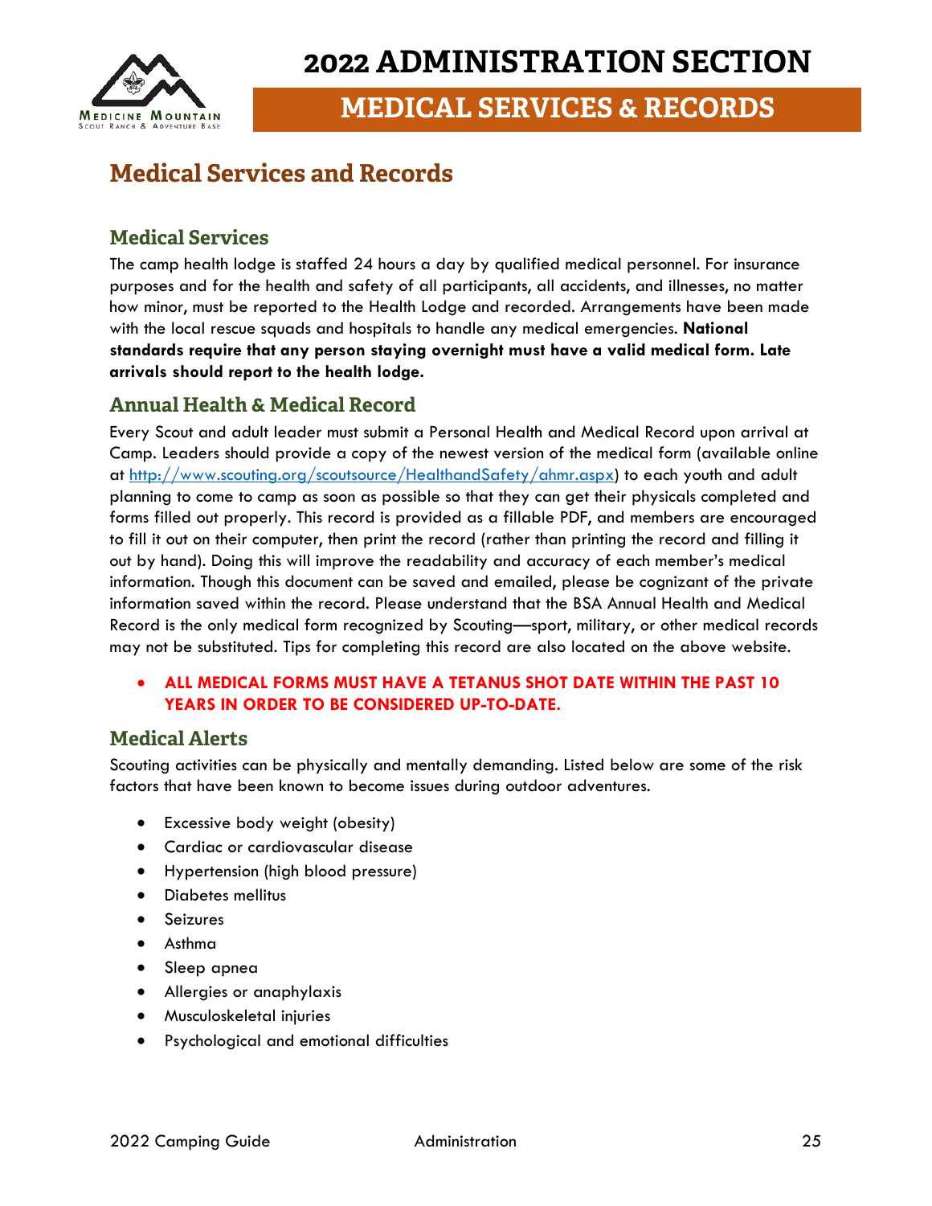# 2022 ADMINISTRATION SECTION

## MEDICAL SERVICES & RECORDS

## Medical Services and Records

### Medical Services

The camp health lodge is staffed 24 hours a day by qualified medical personnel. For insurance purposes and for the health and safety of all participants, all accidents, and illnesses, no matter how minor, must be reported to the Health Lodge and recorded. Arrangements have been made with the local rescue squads and hospitals to handle any medical emergencies. **National standards require that any person staying overnight must have a valid medical form. Late arrivals should report to the health lodge.**

### Annual Health & Medical Record

Every Scout and adult leader must submit a Personal Health and Medical Record upon arrival at Camp. Leaders should provide a copy of the newest version of the medical form (available online at [http://www.scouting.org/scoutsource/HealthandSafety/ahmr.aspx](http://www.scouting.org/scoutsource/HealthandSafety/ahmr.aspx)) to each youth and adult planning to come to camp as soon as possible so that they can get their physicals completed and forms filled out properly. This record is provided as a fillable PDF, and members are encouraged to fill it out on their computer, then print the record (rather than printing the record and filling it out by hand). Doing this will improve the readability and accuracy of each member's medical information. Though this document can be saved and emailed, please be cognizant of the private information saved within the record. Please understand that the BSA Annual Health and Medical Record is the only medical form recognized by Scouting—sport, military, or other medical records may not be substituted. Tips for completing this record are also located on the above website.

- **ALL MEDICAL FORMS MUST HAVE A TETANUS SHOT DATE WITHIN THE PAST 10 YEARS IN ORDER TO BE CONSIDERED UP-TO-DATE.**

### Medical Alerts

Scouting activities can be physically and mentally demanding. Listed below are some of the risk factors that have been known to become issues during outdoor adventures.

- Excessive body weight (obesity)
- Cardiac or cardiovascular disease
- Hypertension (high blood pressure)
- Diabetes mellitus
- Seizures
- Asthma
- Sleep apnea
- Allergies or anaphylaxis
- Musculoskeletal injuries
- Psychological and emotional difficulties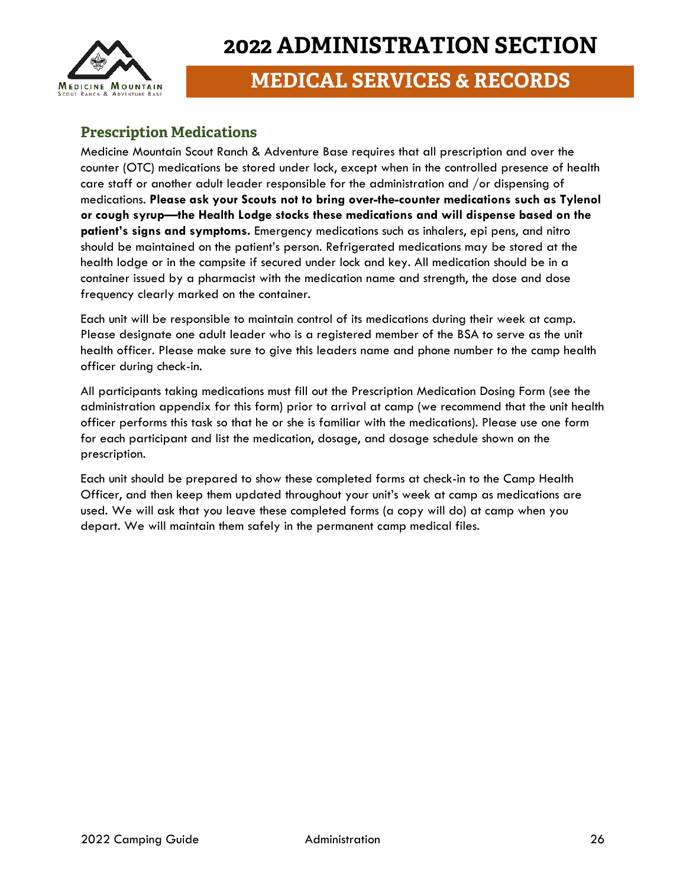# 2022 ADMINISTRATION SECTION

## MEDICAL SERVICES & RECORDS

### Prescription Medications

Medicine Mountain Scout Ranch & Adventure Base requires that all prescription and over the counter (OTC) medications be stored under lock, except when in the controlled presence of health care staff or another adult leader responsible for the administration and /or dispensing of medications. **Please ask your Scouts not to bring over-the-counter medications such as Tylenol or cough syrup—the Health Lodge stocks these medications and will dispense based on the patient's signs and symptoms.** Emergency medications such as inhalers, epi pens, and nitro should be maintained on the patient's person. Refrigerated medications may be stored at the health lodge or in the campsite if secured under lock and key. All medication should be in a container issued by a pharmacist with the medication name and strength, the dose and dose frequency clearly marked on the container.

Each unit will be responsible to maintain control of its medications during their week at camp. Please designate one adult leader who is a registered member of the BSA to serve as the unit health officer. Please make sure to give this leaders name and phone number to the camp health officer during check-in.

All participants taking medications must fill out the Prescription Medication Dosing Form (see the administration appendix for this form) prior to arrival at camp (we recommend that the unit health officer performs this task so that he or she is familiar with the medications). Please use one form for each participant and list the medication, dosage, and dosage schedule shown on the prescription.

Each unit should be prepared to show these completed forms at check-in to the Camp Health Officer, and then keep them updated throughout your unit's week at camp as medications are used. We will ask that you leave these completed forms (a copy will do) at camp when you depart. We will maintain them safely in the permanent camp medical files.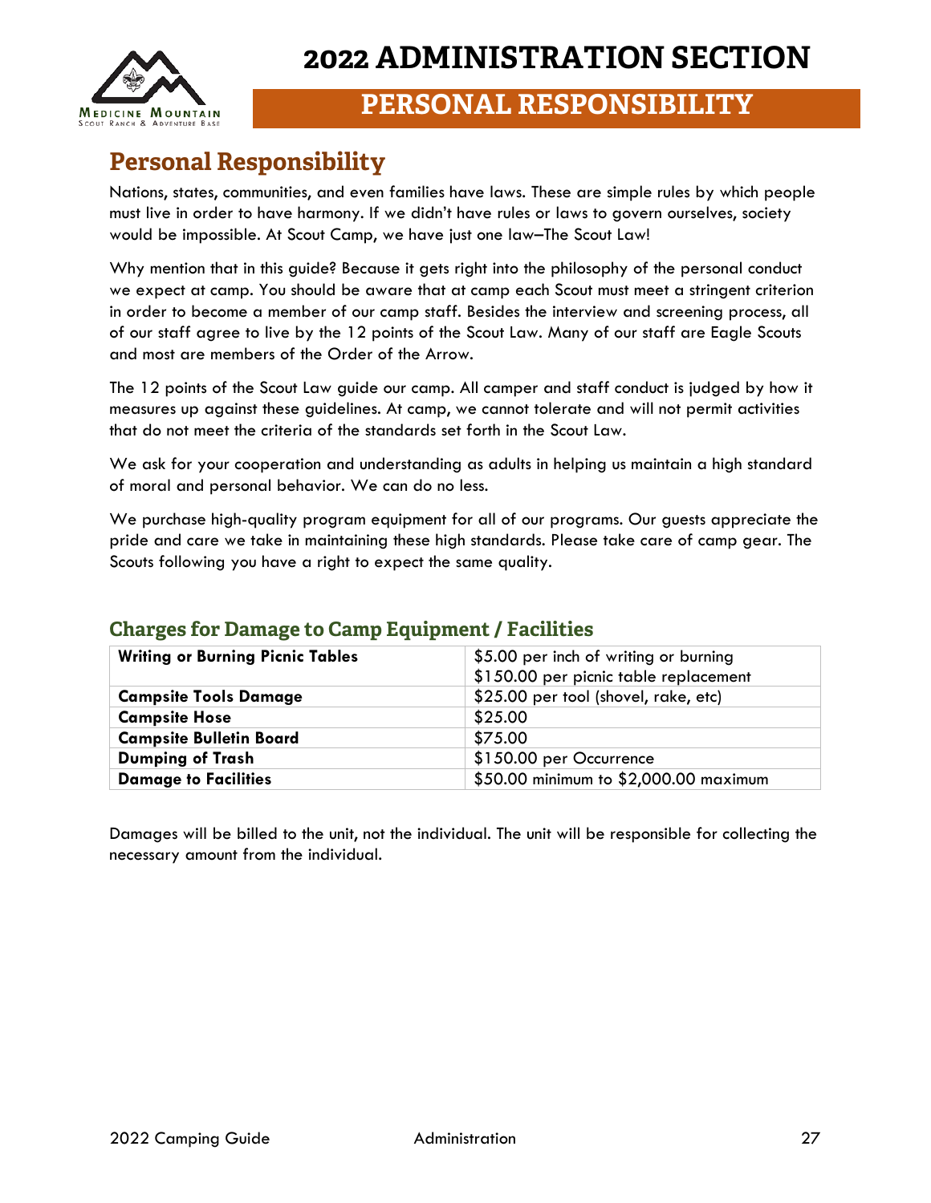# 2022 ADMINISTRATION SECTION

## PERSONAL RESPONSIBILITY

## Personal Responsibility

Nations, states, communities, and even families have laws. These are simple rules by which people must live in order to have harmony. If we didn't have rules or laws to govern ourselves, society would be impossible. At Scout Camp, we have just one law–The Scout Law!

Why mention that in this guide? Because it gets right into the philosophy of the personal conduct we expect at camp. You should be aware that at camp each Scout must meet a stringent criterion in order to become a member of our camp staff. Besides the interview and screening process, all of our staff agree to live by the 12 points of the Scout Law. Many of our staff are Eagle Scouts and most are members of the Order of the Arrow.

The 12 points of the Scout Law guide our camp. All camper and staff conduct is judged by how it measures up against these guidelines. At camp, we cannot tolerate and will not permit activities that do not meet the criteria of the standards set forth in the Scout Law.

We ask for your cooperation and understanding as adults in helping us maintain a high standard of moral and personal behavior. We can do no less.

We purchase high-quality program equipment for all of our programs. Our guests appreciate the pride and care we take in maintaining these high standards. Please take care of camp gear. The Scouts following you have a right to expect the same quality.

### Charges for Damage to Camp Equipment / Facilities

| | |
|---|---|
| **Writing or Burning Picnic Tables** | $5.00 per inch of writing or burning<br>$150.00 per picnic table replacement |
| **Campsite Tools Damage** | $25.00 per tool (shovel, rake, etc) |
| **Campsite Hose** | $25.00 |
| **Campsite Bulletin Board** | $75.00 |
| **Dumping of Trash** | $150.00 per Occurrence |
| **Damage to Facilities** | $50.00 minimum to $2,000.00 maximum |

Damages will be billed to the unit, not the individual. The unit will be responsible for collecting the necessary amount from the individual.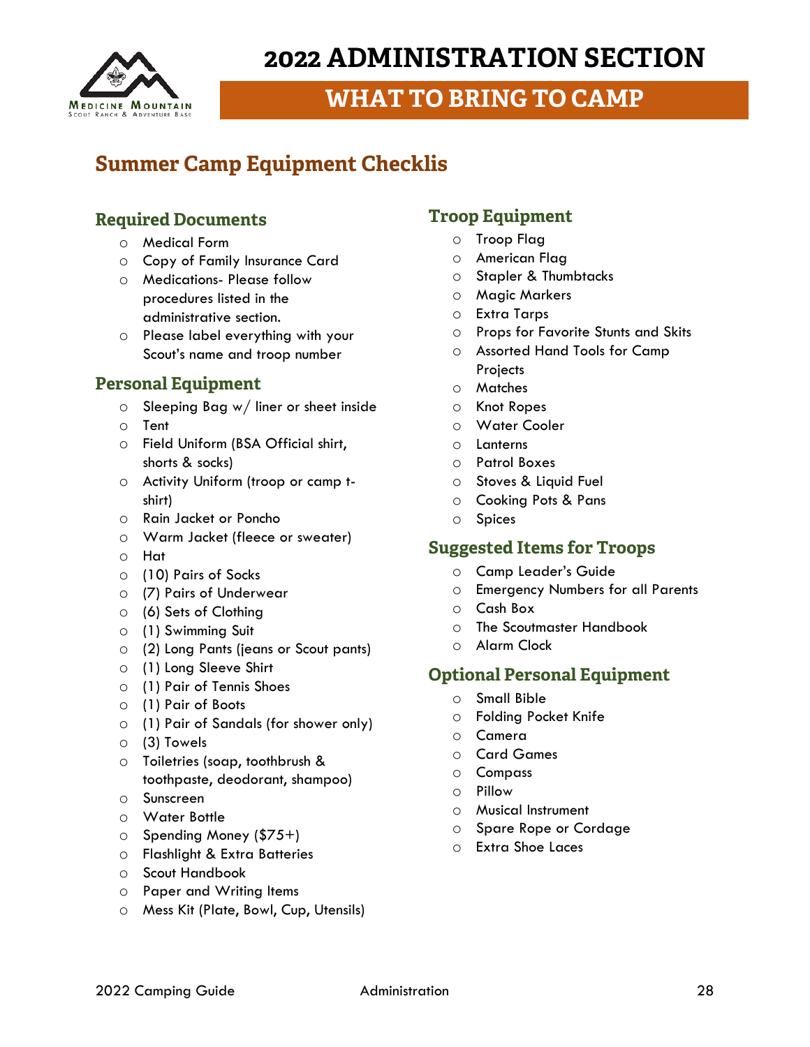# 2022 ADMINISTRATION SECTION

## WHAT TO BRING TO CAMP

## Summer Camp Equipment Checklis

### Required Documents

- Medical Form
- Copy of Family Insurance Card
- Medications- Please follow procedures listed in the administrative section.
- Please label everything with your Scout's name and troop number

### Personal Equipment

- Sleeping Bag w/ liner or sheet inside
- Tent
- Field Uniform (BSA Official shirt, shorts & socks)
- Activity Uniform (troop or camp t-shirt)
- Rain Jacket or Poncho
- Warm Jacket (fleece or sweater)
- Hat
- (10) Pairs of Socks
- (7) Pairs of Underwear
- (6) Sets of Clothing
- (1) Swimming Suit
- (2) Long Pants (jeans or Scout pants)
- (1) Long Sleeve Shirt
- (1) Pair of Tennis Shoes
- (1) Pair of Boots
- (1) Pair of Sandals (for shower only)
- (3) Towels
- Toiletries (soap, toothbrush & toothpaste, deodorant, shampoo)
- Sunscreen
- Water Bottle
- Spending Money ($75+)
- Flashlight & Extra Batteries
- Scout Handbook
- Paper and Writing Items
- Mess Kit (Plate, Bowl, Cup, Utensils)

### Troop Equipment

- Troop Flag
- American Flag
- Stapler & Thumbtacks
- Magic Markers
- Extra Tarps
- Props for Favorite Stunts and Skits
- Assorted Hand Tools for Camp Projects
- Matches
- Knot Ropes
- Water Cooler
- Lanterns
- Patrol Boxes
- Stoves & Liquid Fuel
- Cooking Pots & Pans
- Spices

### Suggested Items for Troops

- Camp Leader's Guide
- Emergency Numbers for all Parents
- Cash Box
- The Scoutmaster Handbook
- Alarm Clock

### Optional Personal Equipment

- Small Bible
- Folding Pocket Knife
- Camera
- Card Games
- Compass
- Pillow
- Musical Instrument
- Spare Rope or Cordage
- Extra Shoe Laces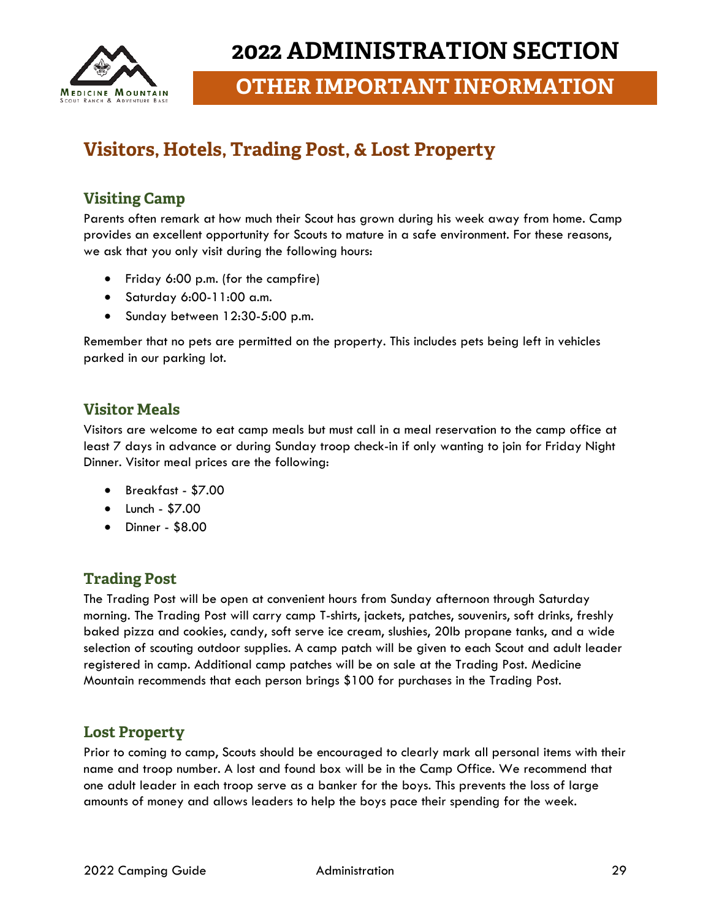# 2022 ADMINISTRATION SECTION

## OTHER IMPORTANT INFORMATION

## Visitors, Hotels, Trading Post, & Lost Property

### Visiting Camp

Parents often remark at how much their Scout has grown during his week away from home. Camp provides an excellent opportunity for Scouts to mature in a safe environment. For these reasons, we ask that you only visit during the following hours:

- Friday 6:00 p.m. (for the campfire)
- Saturday 6:00-11:00 a.m.
- Sunday between 12:30-5:00 p.m.

Remember that no pets are permitted on the property. This includes pets being left in vehicles parked in our parking lot.

### Visitor Meals

Visitors are welcome to eat camp meals but must call in a meal reservation to the camp office at least 7 days in advance or during Sunday troop check-in if only wanting to join for Friday Night Dinner. Visitor meal prices are the following:

- Breakfast - $7.00
- Lunch - $7.00
- Dinner - $8.00

### Trading Post

The Trading Post will be open at convenient hours from Sunday afternoon through Saturday morning. The Trading Post will carry camp T-shirts, jackets, patches, souvenirs, soft drinks, freshly baked pizza and cookies, candy, soft serve ice cream, slushies, 20lb propane tanks, and a wide selection of scouting outdoor supplies. A camp patch will be given to each Scout and adult leader registered in camp. Additional camp patches will be on sale at the Trading Post. Medicine Mountain recommends that each person brings $100 for purchases in the Trading Post.

### Lost Property

Prior to coming to camp, Scouts should be encouraged to clearly mark all personal items with their name and troop number. A lost and found box will be in the Camp Office. We recommend that one adult leader in each troop serve as a banker for the boys. This prevents the loss of large amounts of money and allows leaders to help the boys pace their spending for the week.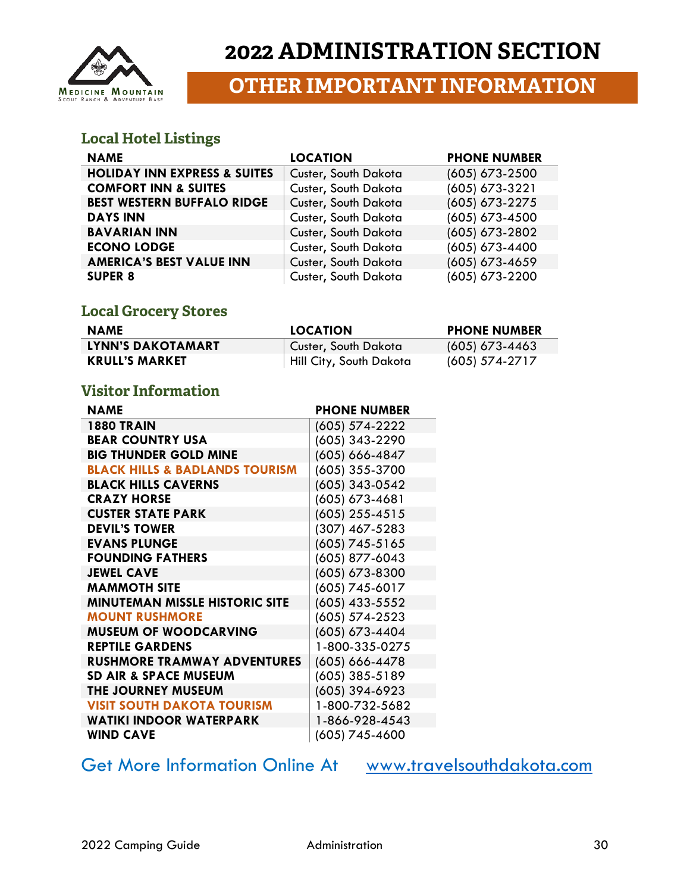# 2022 ADMINISTRATION SECTION

## OTHER IMPORTANT INFORMATION

### Local Hotel Listings

| NAME | LOCATION | PHONE NUMBER |
|---|---|---|
| HOLIDAY INN EXPRESS & SUITES | Custer, South Dakota | (605) 673-2500 |
| COMFORT INN & SUITES | Custer, South Dakota | (605) 673-3221 |
| BEST WESTERN BUFFALO RIDGE | Custer, South Dakota | (605) 673-2275 |
| DAYS INN | Custer, South Dakota | (605) 673-4500 |
| BAVARIAN INN | Custer, South Dakota | (605) 673-2802 |
| ECONO LODGE | Custer, South Dakota | (605) 673-4400 |
| AMERICA'S BEST VALUE INN | Custer, South Dakota | (605) 673-4659 |
| SUPER 8 | Custer, South Dakota | (605) 673-2200 |

### Local Grocery Stores

| NAME | LOCATION | PHONE NUMBER |
|---|---|---|
| LYNN'S DAKOTAMART | Custer, South Dakota | (605) 673-4463 |
| KRULL'S MARKET | Hill City, South Dakota | (605) 574-2717 |

### Visitor Information

| NAME | PHONE NUMBER |
|---|---|
| 1880 TRAIN | (605) 574-2222 |
| BEAR COUNTRY USA | (605) 343-2290 |
| BIG THUNDER GOLD MINE | (605) 666-4847 |
| BLACK HILLS & BADLANDS TOURISM | (605) 355-3700 |
| BLACK HILLS CAVERNS | (605) 343-0542 |
| CRAZY HORSE | (605) 673-4681 |
| CUSTER STATE PARK | (605) 255-4515 |
| DEVIL'S TOWER | (307) 467-5283 |
| EVANS PLUNGE | (605) 745-5165 |
| FOUNDING FATHERS | (605) 877-6043 |
| JEWEL CAVE | (605) 673-8300 |
| MAMMOTH SITE | (605) 745-6017 |
| MINUTEMAN MISSLE HISTORIC SITE | (605) 433-5552 |
| MOUNT RUSHMORE | (605) 574-2523 |
| MUSEUM OF WOODCARVING | (605) 673-4404 |
| REPTILE GARDENS | 1-800-335-0275 |
| RUSHMORE TRAMWAY ADVENTURES | (605) 666-4478 |
| SD AIR & SPACE MUSEUM | (605) 385-5189 |
| THE JOURNEY MUSEUM | (605) 394-6923 |
| VISIT SOUTH DAKOTA TOURISM | 1-800-732-5682 |
| WATIKI INDOOR WATERPARK | 1-866-928-4543 |
| WIND CAVE | (605) 745-4600 |

Get More Information Online At www.travelsouthdakota.com